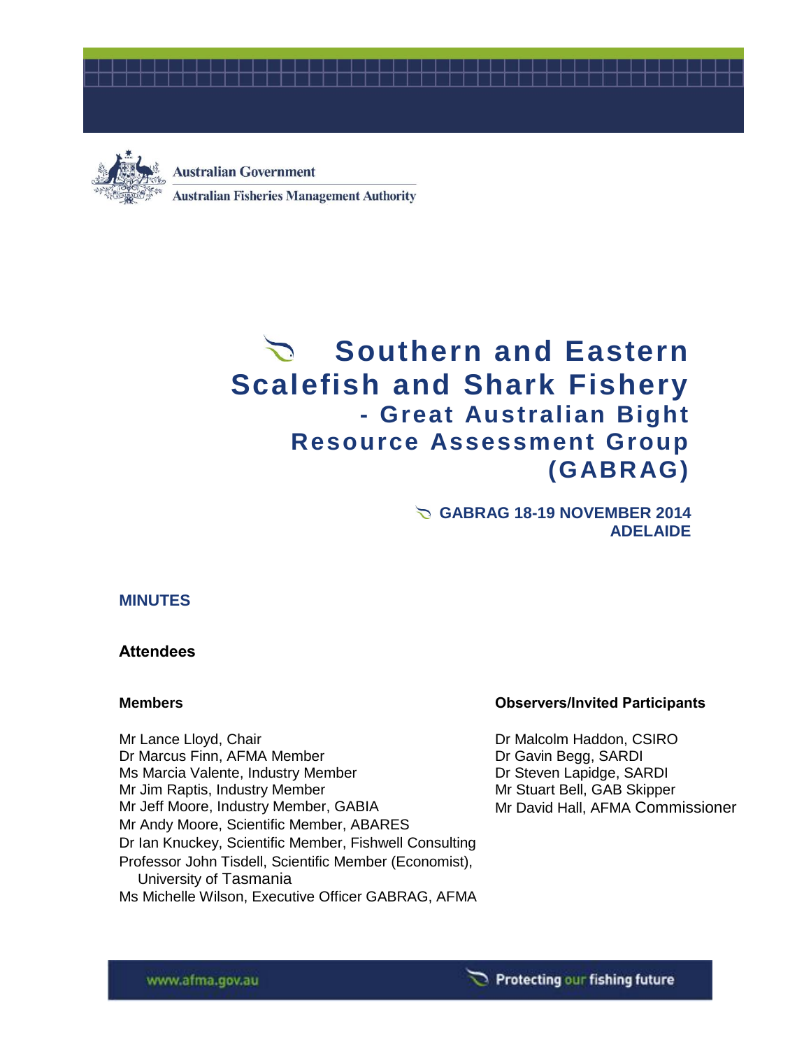Australian Government

Australian Fisheries Management Authority

# Southern and Eastern Scalefish and Shark Fishery - Great Australian Bight Resource Assessment Group (GABRAG)

**GABRAG 18-19 NOVEMBER 2014**
**ADELAIDE**

## MINUTES

### Attendees

#### Members

Mr Lance Lloyd, Chair
Dr Marcus Finn, AFMA Member
Ms Marcia Valente, Industry Member
Mr Jim Raptis, Industry Member
Mr Jeff Moore, Industry Member, GABIA
Mr Andy Moore, Scientific Member, ABARES
Dr Ian Knuckey, Scientific Member, Fishwell Consulting
Professor John Tisdell, Scientific Member (Economist), University of Tasmania
Ms Michelle Wilson, Executive Officer GABRAG, AFMA

#### Observers/Invited Participants

Dr Malcolm Haddon, CSIRO
Dr Gavin Begg, SARDI
Dr Steven Lapidge, SARDI
Mr Stuart Bell, GAB Skipper
Mr David Hall, AFMA Commissioner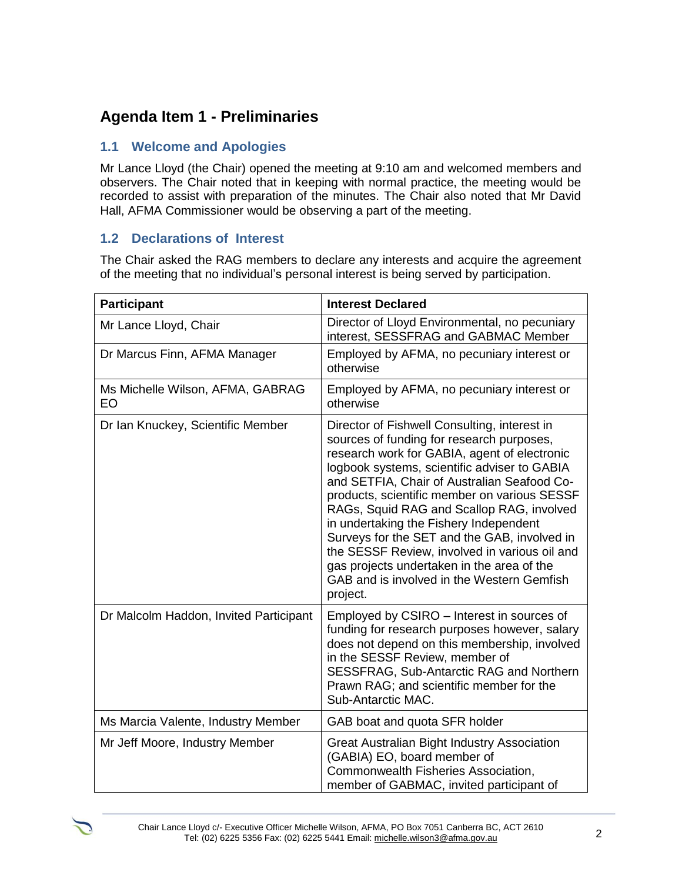## Agenda Item 1 - Preliminaries

### 1.1 Welcome and Apologies

Mr Lance Lloyd (the Chair) opened the meeting at 9:10 am and welcomed members and observers. The Chair noted that in keeping with normal practice, the meeting would be recorded to assist with preparation of the minutes. The Chair also noted that Mr David Hall, AFMA Commissioner would be observing a part of the meeting.

### 1.2 Declarations of Interest

The Chair asked the RAG members to declare any interests and acquire the agreement of the meeting that no individual's personal interest is being served by participation.

| Participant | Interest Declared |
|---|---|
| Mr Lance Lloyd, Chair | Director of Lloyd Environmental, no pecuniary interest, SESSFRAG and GABMAC Member |
| Dr Marcus Finn, AFMA Manager | Employed by AFMA, no pecuniary interest or otherwise |
| Ms Michelle Wilson, AFMA, GABRAG EO | Employed by AFMA, no pecuniary interest or otherwise |
| Dr Ian Knuckey, Scientific Member | Director of Fishwell Consulting, interest in sources of funding for research purposes, research work for GABIA, agent of electronic logbook systems, scientific adviser to GABIA and SETFIA, Chair of Australian Seafood Co-products, scientific member on various SESSF RAGs, Squid RAG and Scallop RAG, involved in undertaking the Fishery Independent Surveys for the SET and the GAB, involved in the SESSF Review, involved in various oil and gas projects undertaken in the area of the GAB and is involved in the Western Gemfish project. |
| Dr Malcolm Haddon, Invited Participant | Employed by CSIRO – Interest in sources of funding for research purposes however, salary does not depend on this membership, involved in the SESSF Review, member of SESSFRAG, Sub-Antarctic RAG and Northern Prawn RAG; and scientific member for the Sub-Antarctic MAC. |
| Ms Marcia Valente, Industry Member | GAB boat and quota SFR holder |
| Mr Jeff Moore, Industry Member | Great Australian Bight Industry Association (GABIA) EO, board member of Commonwealth Fisheries Association, member of GABMAC, invited participant of |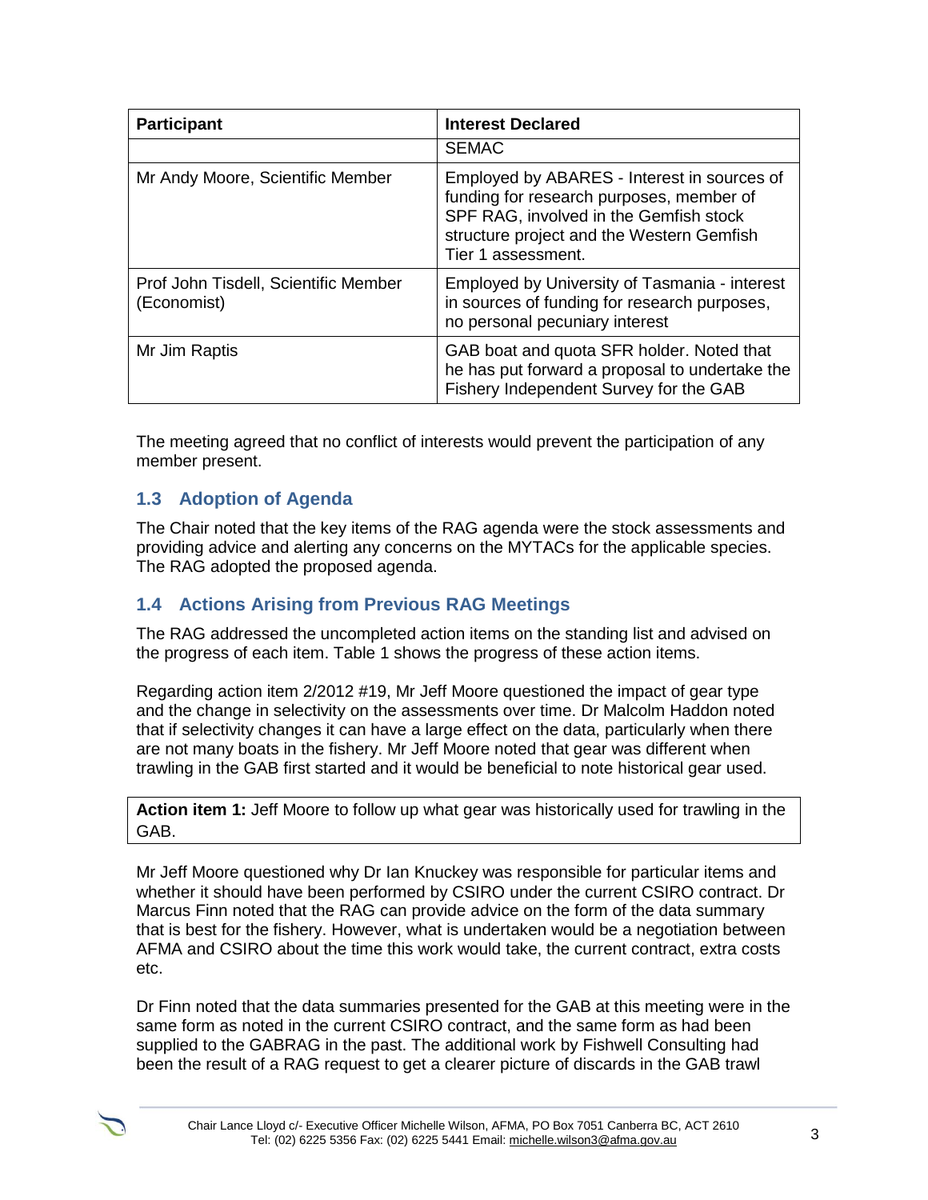| Participant | Interest Declared |
| --- | --- |
| | SEMAC |
| Mr Andy Moore, Scientific Member | Employed by ABARES - Interest in sources of funding for research purposes, member of SPF RAG, involved in the Gemfish stock structure project and the Western Gemfish Tier 1 assessment. |
| Prof John Tisdell, Scientific Member (Economist) | Employed by University of Tasmania - interest in sources of funding for research purposes, no personal pecuniary interest |
| Mr Jim Raptis | GAB boat and quota SFR holder. Noted that he has put forward a proposal to undertake the Fishery Independent Survey for the GAB |

The meeting agreed that no conflict of interests would prevent the participation of any member present.

## 1.3 Adoption of Agenda

The Chair noted that the key items of the RAG agenda were the stock assessments and providing advice and alerting any concerns on the MYTACs for the applicable species. The RAG adopted the proposed agenda.

## 1.4 Actions Arising from Previous RAG Meetings

The RAG addressed the uncompleted action items on the standing list and advised on the progress of each item. Table 1 shows the progress of these action items.

Regarding action item 2/2012 #19, Mr Jeff Moore questioned the impact of gear type and the change in selectivity on the assessments over time. Dr Malcolm Haddon noted that if selectivity changes it can have a large effect on the data, particularly when there are not many boats in the fishery. Mr Jeff Moore noted that gear was different when trawling in the GAB first started and it would be beneficial to note historical gear used.

**Action item 1:** Jeff Moore to follow up what gear was historically used for trawling in the GAB.

Mr Jeff Moore questioned why Dr Ian Knuckey was responsible for particular items and whether it should have been performed by CSIRO under the current CSIRO contract. Dr Marcus Finn noted that the RAG can provide advice on the form of the data summary that is best for the fishery. However, what is undertaken would be a negotiation between AFMA and CSIRO about the time this work would take, the current contract, extra costs etc.

Dr Finn noted that the data summaries presented for the GAB at this meeting were in the same form as noted in the current CSIRO contract, and the same form as had been supplied to the GABRAG in the past. The additional work by Fishwell Consulting had been the result of a RAG request to get a clearer picture of discards in the GAB trawl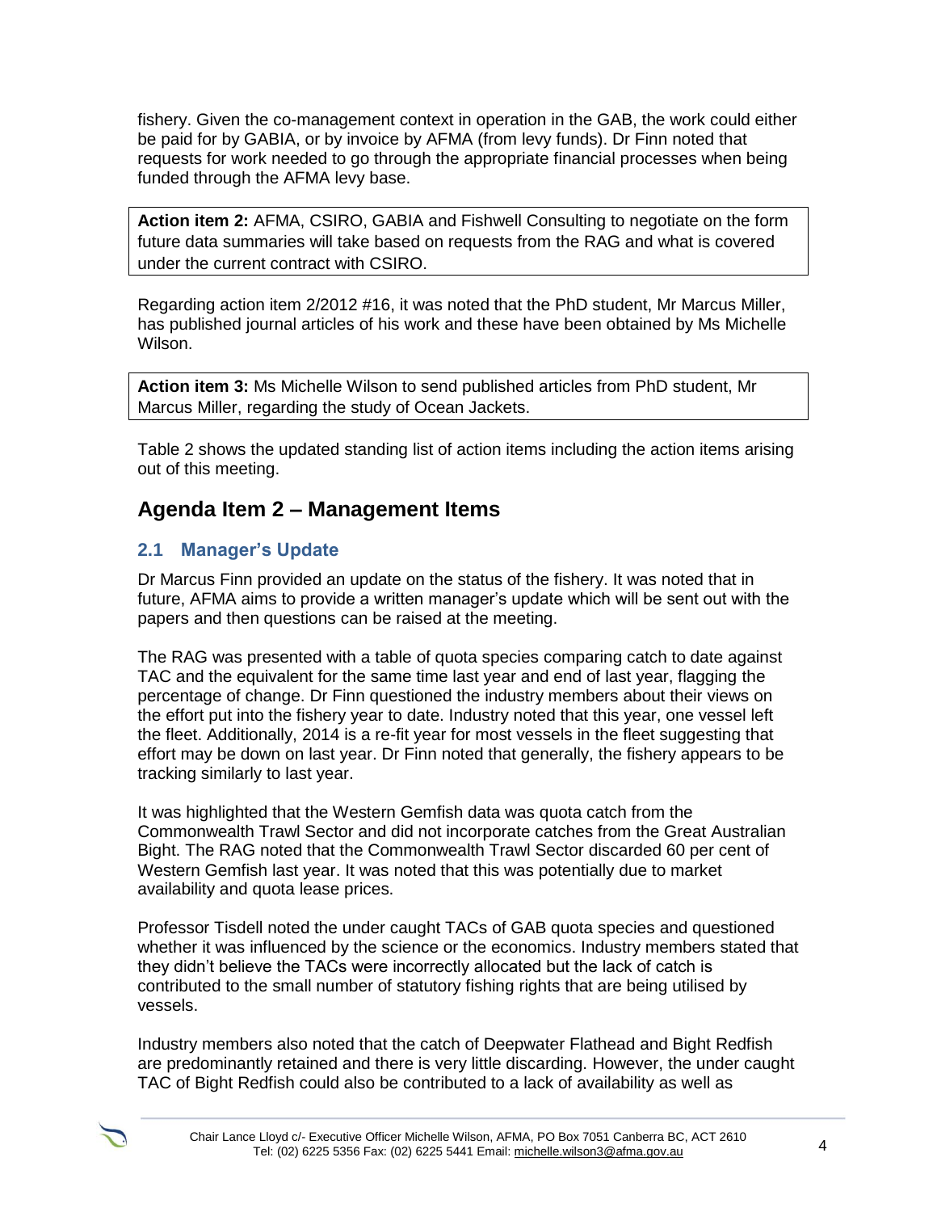fishery. Given the co-management context in operation in the GAB, the work could either be paid for by GABIA, or by invoice by AFMA (from levy funds). Dr Finn noted that requests for work needed to go through the appropriate financial processes when being funded through the AFMA levy base.

**Action item 2:** AFMA, CSIRO, GABIA and Fishwell Consulting to negotiate on the form future data summaries will take based on requests from the RAG and what is covered under the current contract with CSIRO.

Regarding action item 2/2012 #16, it was noted that the PhD student, Mr Marcus Miller, has published journal articles of his work and these have been obtained by Ms Michelle Wilson.

**Action item 3:** Ms Michelle Wilson to send published articles from PhD student, Mr Marcus Miller, regarding the study of Ocean Jackets.

Table 2 shows the updated standing list of action items including the action items arising out of this meeting.

## Agenda Item 2 – Management Items

### 2.1 Manager's Update

Dr Marcus Finn provided an update on the status of the fishery. It was noted that in future, AFMA aims to provide a written manager's update which will be sent out with the papers and then questions can be raised at the meeting.

The RAG was presented with a table of quota species comparing catch to date against TAC and the equivalent for the same time last year and end of last year, flagging the percentage of change. Dr Finn questioned the industry members about their views on the effort put into the fishery year to date. Industry noted that this year, one vessel left the fleet. Additionally, 2014 is a re-fit year for most vessels in the fleet suggesting that effort may be down on last year. Dr Finn noted that generally, the fishery appears to be tracking similarly to last year.

It was highlighted that the Western Gemfish data was quota catch from the Commonwealth Trawl Sector and did not incorporate catches from the Great Australian Bight. The RAG noted that the Commonwealth Trawl Sector discarded 60 per cent of Western Gemfish last year. It was noted that this was potentially due to market availability and quota lease prices.

Professor Tisdell noted the under caught TACs of GAB quota species and questioned whether it was influenced by the science or the economics. Industry members stated that they didn't believe the TACs were incorrectly allocated but the lack of catch is contributed to the small number of statutory fishing rights that are being utilised by vessels.

Industry members also noted that the catch of Deepwater Flathead and Bight Redfish are predominantly retained and there is very little discarding. However, the under caught TAC of Bight Redfish could also be contributed to a lack of availability as well as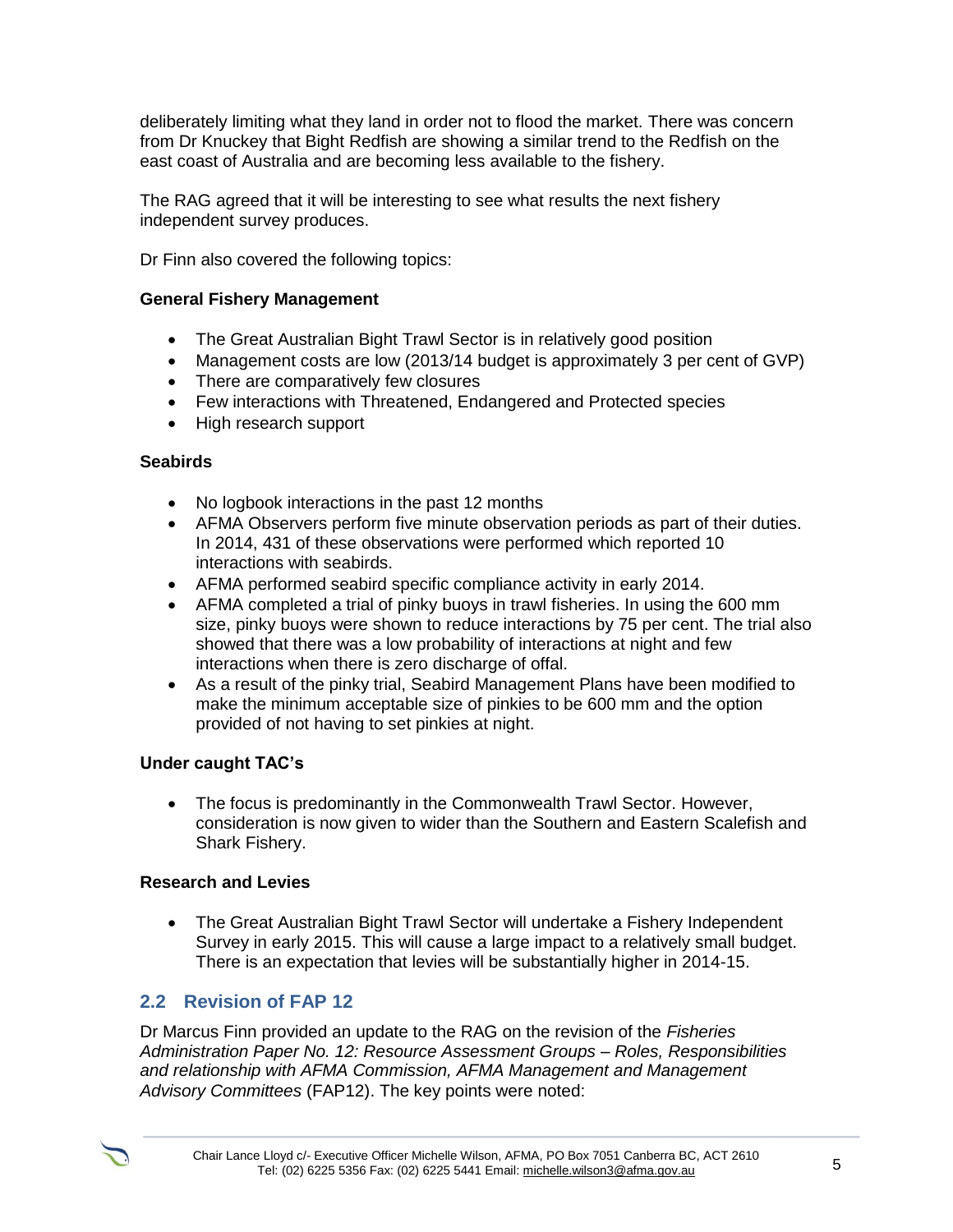deliberately limiting what they land in order not to flood the market. There was concern from Dr Knuckey that Bight Redfish are showing a similar trend to the Redfish on the east coast of Australia and are becoming less available to the fishery.

The RAG agreed that it will be interesting to see what results the next fishery independent survey produces.

Dr Finn also covered the following topics:

**General Fishery Management**

- The Great Australian Bight Trawl Sector is in relatively good position
- Management costs are low (2013/14 budget is approximately 3 per cent of GVP)
- There are comparatively few closures
- Few interactions with Threatened, Endangered and Protected species
- High research support

**Seabirds**

- No logbook interactions in the past 12 months
- AFMA Observers perform five minute observation periods as part of their duties. In 2014, 431 of these observations were performed which reported 10 interactions with seabirds.
- AFMA performed seabird specific compliance activity in early 2014.
- AFMA completed a trial of pinky buoys in trawl fisheries. In using the 600 mm size, pinky buoys were shown to reduce interactions by 75 per cent. The trial also showed that there was a low probability of interactions at night and few interactions when there is zero discharge of offal.
- As a result of the pinky trial, Seabird Management Plans have been modified to make the minimum acceptable size of pinkies to be 600 mm and the option provided of not having to set pinkies at night.

**Under caught TAC's**

- The focus is predominantly in the Commonwealth Trawl Sector. However, consideration is now given to wider than the Southern and Eastern Scalefish and Shark Fishery.

**Research and Levies**

- The Great Australian Bight Trawl Sector will undertake a Fishery Independent Survey in early 2015. This will cause a large impact to a relatively small budget. There is an expectation that levies will be substantially higher in 2014-15.

## 2.2 Revision of FAP 12

Dr Marcus Finn provided an update to the RAG on the revision of the *Fisheries Administration Paper No. 12: Resource Assessment Groups – Roles, Responsibilities and relationship with AFMA Commission, AFMA Management and Management Advisory Committees* (FAP12). The key points were noted: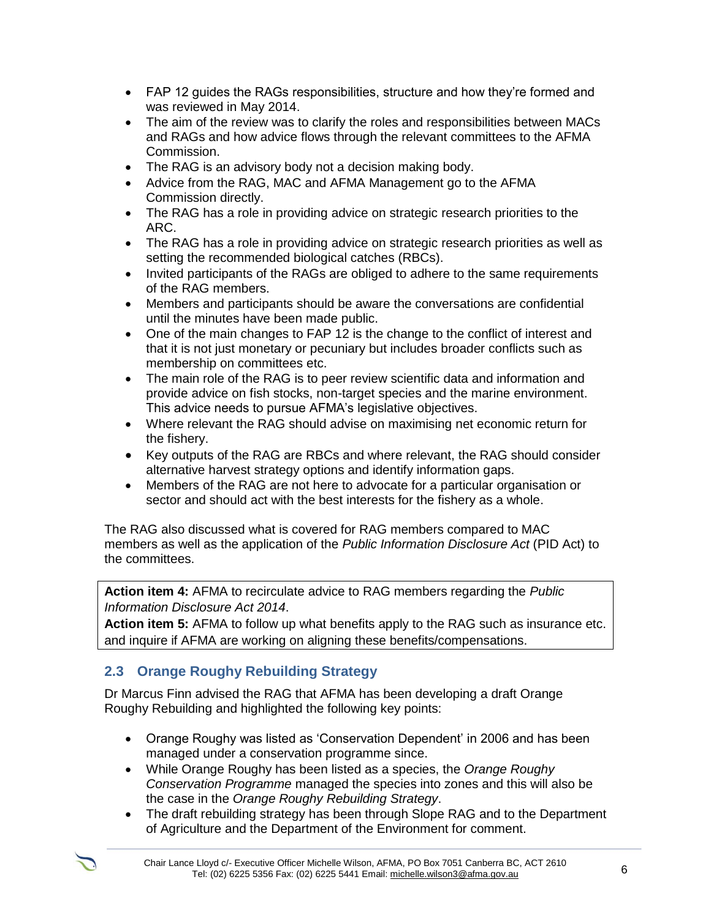- FAP 12 guides the RAGs responsibilities, structure and how they're formed and was reviewed in May 2014.
- The aim of the review was to clarify the roles and responsibilities between MACs and RAGs and how advice flows through the relevant committees to the AFMA Commission.
- The RAG is an advisory body not a decision making body.
- Advice from the RAG, MAC and AFMA Management go to the AFMA Commission directly.
- The RAG has a role in providing advice on strategic research priorities to the ARC.
- The RAG has a role in providing advice on strategic research priorities as well as setting the recommended biological catches (RBCs).
- Invited participants of the RAGs are obliged to adhere to the same requirements of the RAG members.
- Members and participants should be aware the conversations are confidential until the minutes have been made public.
- One of the main changes to FAP 12 is the change to the conflict of interest and that it is not just monetary or pecuniary but includes broader conflicts such as membership on committees etc.
- The main role of the RAG is to peer review scientific data and information and provide advice on fish stocks, non-target species and the marine environment. This advice needs to pursue AFMA's legislative objectives.
- Where relevant the RAG should advise on maximising net economic return for the fishery.
- Key outputs of the RAG are RBCs and where relevant, the RAG should consider alternative harvest strategy options and identify information gaps.
- Members of the RAG are not here to advocate for a particular organisation or sector and should act with the best interests for the fishery as a whole.

The RAG also discussed what is covered for RAG members compared to MAC members as well as the application of the *Public Information Disclosure Act* (PID Act) to the committees.

**Action item 4:** AFMA to recirculate advice to RAG members regarding the *Public Information Disclosure Act 2014*.
**Action item 5:** AFMA to follow up what benefits apply to the RAG such as insurance etc. and inquire if AFMA are working on aligning these benefits/compensations.

### 2.3 Orange Roughy Rebuilding Strategy

Dr Marcus Finn advised the RAG that AFMA has been developing a draft Orange Roughy Rebuilding and highlighted the following key points:

- Orange Roughy was listed as 'Conservation Dependent' in 2006 and has been managed under a conservation programme since.
- While Orange Roughy has been listed as a species, the *Orange Roughy Conservation Programme* managed the species into zones and this will also be the case in the *Orange Roughy Rebuilding Strategy*.
- The draft rebuilding strategy has been through Slope RAG and to the Department of Agriculture and the Department of the Environment for comment.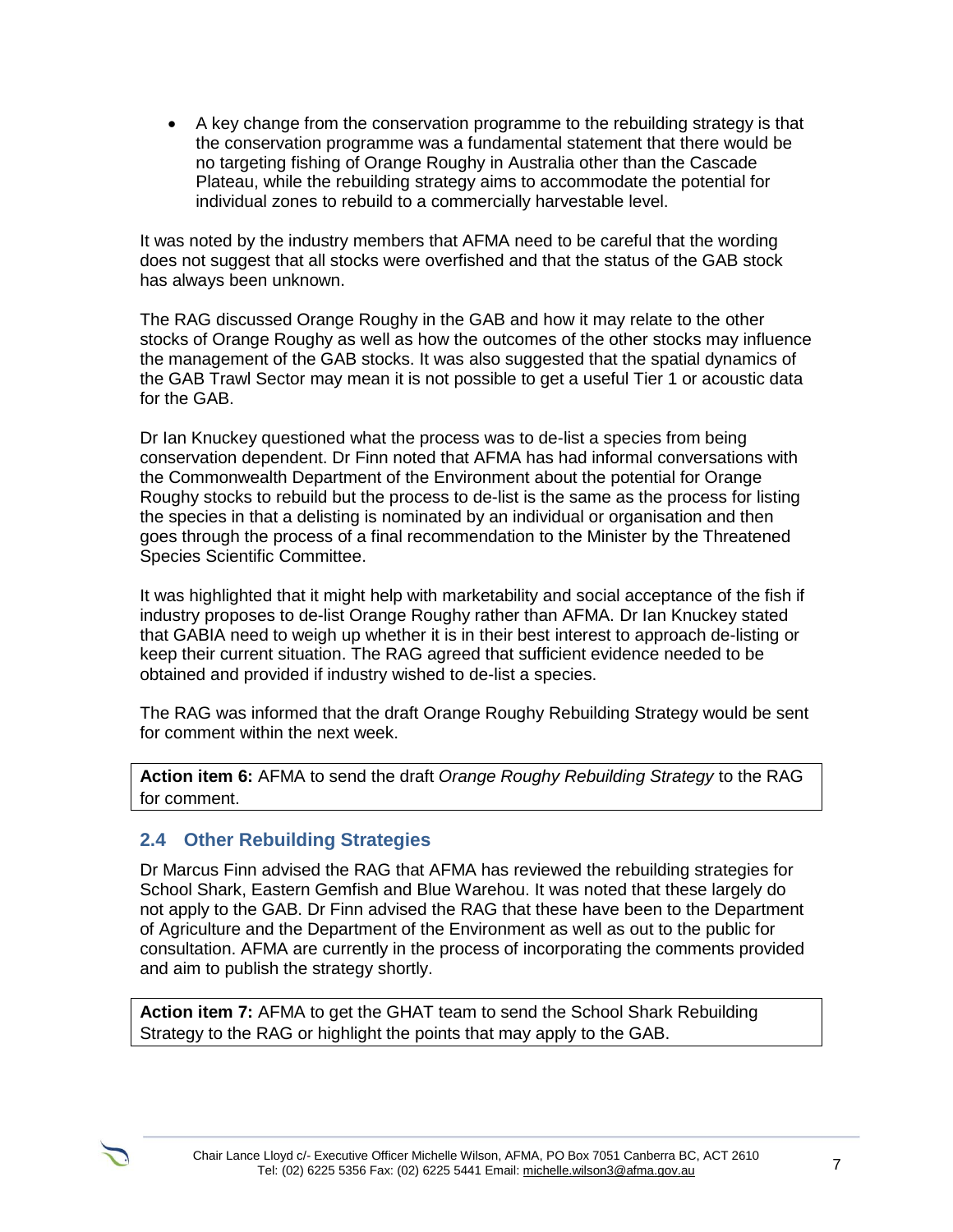- A key change from the conservation programme to the rebuilding strategy is that the conservation programme was a fundamental statement that there would be no targeting fishing of Orange Roughy in Australia other than the Cascade Plateau, while the rebuilding strategy aims to accommodate the potential for individual zones to rebuild to a commercially harvestable level.

It was noted by the industry members that AFMA need to be careful that the wording does not suggest that all stocks were overfished and that the status of the GAB stock has always been unknown.

The RAG discussed Orange Roughy in the GAB and how it may relate to the other stocks of Orange Roughy as well as how the outcomes of the other stocks may influence the management of the GAB stocks. It was also suggested that the spatial dynamics of the GAB Trawl Sector may mean it is not possible to get a useful Tier 1 or acoustic data for the GAB.

Dr Ian Knuckey questioned what the process was to de-list a species from being conservation dependent. Dr Finn noted that AFMA has had informal conversations with the Commonwealth Department of the Environment about the potential for Orange Roughy stocks to rebuild but the process to de-list is the same as the process for listing the species in that a delisting is nominated by an individual or organisation and then goes through the process of a final recommendation to the Minister by the Threatened Species Scientific Committee.

It was highlighted that it might help with marketability and social acceptance of the fish if industry proposes to de-list Orange Roughy rather than AFMA. Dr Ian Knuckey stated that GABIA need to weigh up whether it is in their best interest to approach de-listing or keep their current situation. The RAG agreed that sufficient evidence needed to be obtained and provided if industry wished to de-list a species.

The RAG was informed that the draft Orange Roughy Rebuilding Strategy would be sent for comment within the next week.

**Action item 6:** AFMA to send the draft *Orange Roughy Rebuilding Strategy* to the RAG for comment.

### 2.4 Other Rebuilding Strategies

Dr Marcus Finn advised the RAG that AFMA has reviewed the rebuilding strategies for School Shark, Eastern Gemfish and Blue Warehou. It was noted that these largely do not apply to the GAB. Dr Finn advised the RAG that these have been to the Department of Agriculture and the Department of the Environment as well as out to the public for consultation. AFMA are currently in the process of incorporating the comments provided and aim to publish the strategy shortly.

**Action item 7:** AFMA to get the GHAT team to send the School Shark Rebuilding Strategy to the RAG or highlight the points that may apply to the GAB.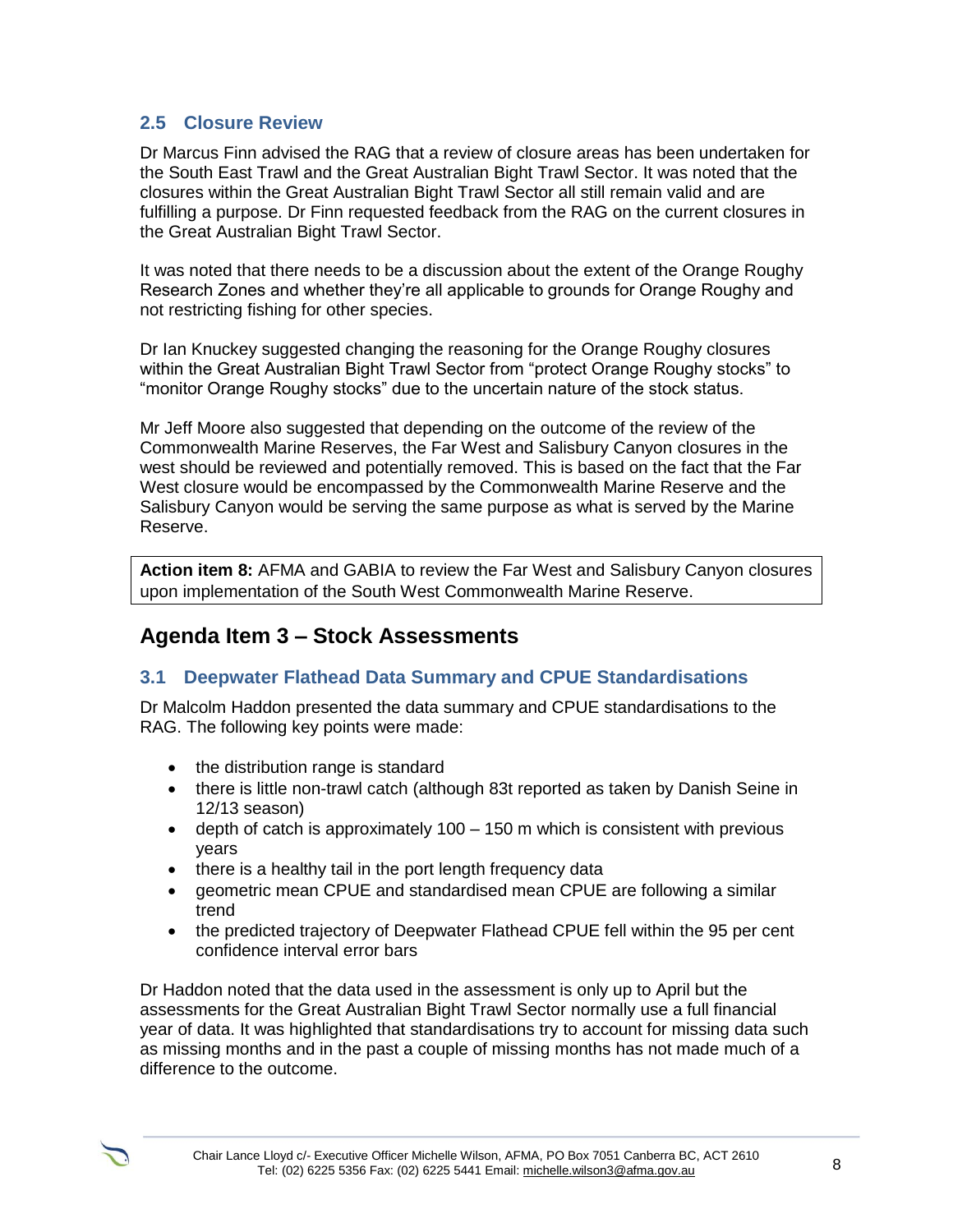### 2.5 Closure Review

Dr Marcus Finn advised the RAG that a review of closure areas has been undertaken for the South East Trawl and the Great Australian Bight Trawl Sector. It was noted that the closures within the Great Australian Bight Trawl Sector all still remain valid and are fulfilling a purpose. Dr Finn requested feedback from the RAG on the current closures in the Great Australian Bight Trawl Sector.

It was noted that there needs to be a discussion about the extent of the Orange Roughy Research Zones and whether they're all applicable to grounds for Orange Roughy and not restricting fishing for other species.

Dr Ian Knuckey suggested changing the reasoning for the Orange Roughy closures within the Great Australian Bight Trawl Sector from "protect Orange Roughy stocks" to "monitor Orange Roughy stocks" due to the uncertain nature of the stock status.

Mr Jeff Moore also suggested that depending on the outcome of the review of the Commonwealth Marine Reserves, the Far West and Salisbury Canyon closures in the west should be reviewed and potentially removed. This is based on the fact that the Far West closure would be encompassed by the Commonwealth Marine Reserve and the Salisbury Canyon would be serving the same purpose as what is served by the Marine Reserve.

**Action item 8:** AFMA and GABIA to review the Far West and Salisbury Canyon closures upon implementation of the South West Commonwealth Marine Reserve.

## Agenda Item 3 – Stock Assessments

### 3.1 Deepwater Flathead Data Summary and CPUE Standardisations

Dr Malcolm Haddon presented the data summary and CPUE standardisations to the RAG. The following key points were made:

- the distribution range is standard
- there is little non-trawl catch (although 83t reported as taken by Danish Seine in 12/13 season)
- depth of catch is approximately 100 – 150 m which is consistent with previous years
- there is a healthy tail in the port length frequency data
- geometric mean CPUE and standardised mean CPUE are following a similar trend
- the predicted trajectory of Deepwater Flathead CPUE fell within the 95 per cent confidence interval error bars

Dr Haddon noted that the data used in the assessment is only up to April but the assessments for the Great Australian Bight Trawl Sector normally use a full financial year of data. It was highlighted that standardisations try to account for missing data such as missing months and in the past a couple of missing months has not made much of a difference to the outcome.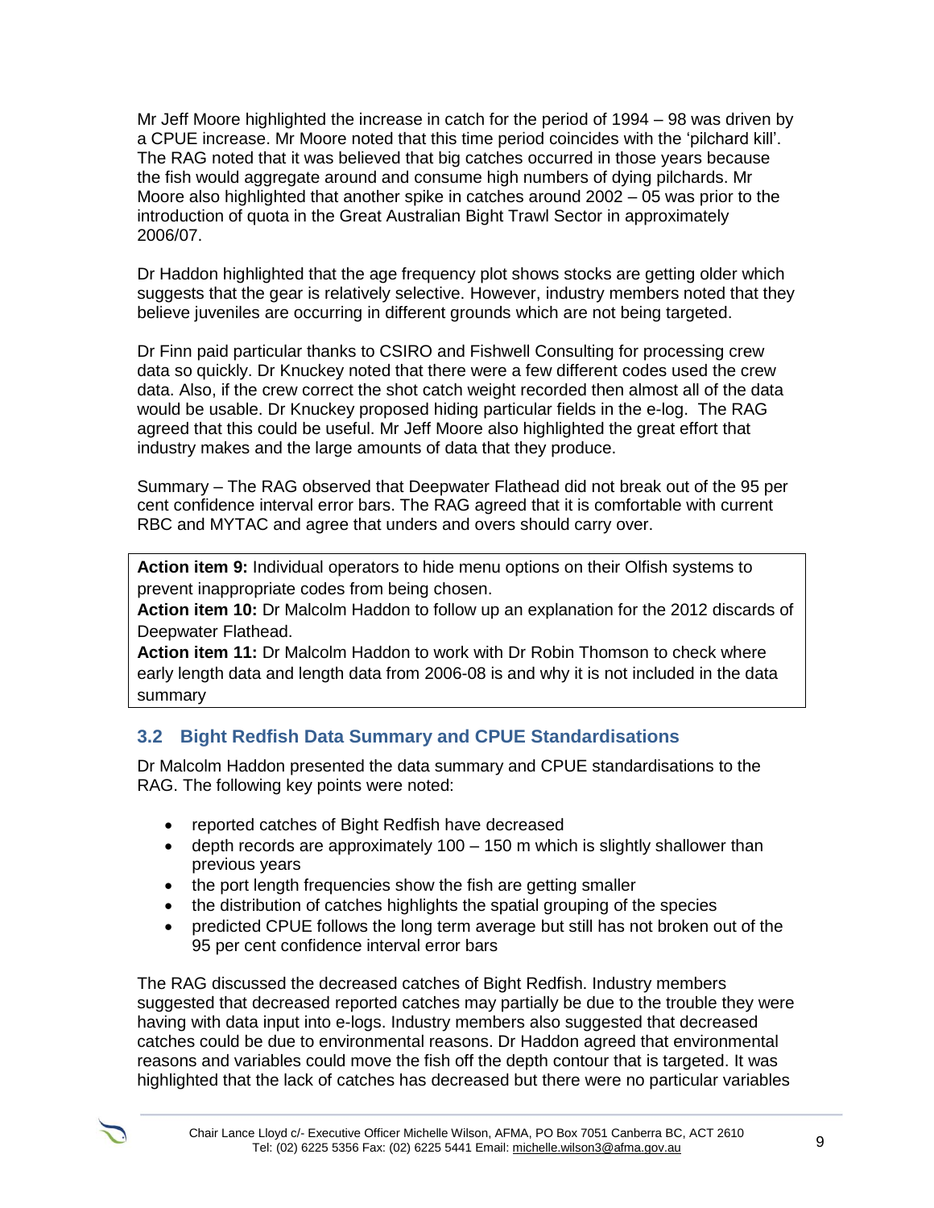Mr Jeff Moore highlighted the increase in catch for the period of 1994 – 98 was driven by a CPUE increase. Mr Moore noted that this time period coincides with the 'pilchard kill'. The RAG noted that it was believed that big catches occurred in those years because the fish would aggregate around and consume high numbers of dying pilchards. Mr Moore also highlighted that another spike in catches around 2002 – 05 was prior to the introduction of quota in the Great Australian Bight Trawl Sector in approximately 2006/07.

Dr Haddon highlighted that the age frequency plot shows stocks are getting older which suggests that the gear is relatively selective. However, industry members noted that they believe juveniles are occurring in different grounds which are not being targeted.

Dr Finn paid particular thanks to CSIRO and Fishwell Consulting for processing crew data so quickly. Dr Knuckey noted that there were a few different codes used the crew data. Also, if the crew correct the shot catch weight recorded then almost all of the data would be usable. Dr Knuckey proposed hiding particular fields in the e-log. The RAG agreed that this could be useful. Mr Jeff Moore also highlighted the great effort that industry makes and the large amounts of data that they produce.

Summary – The RAG observed that Deepwater Flathead did not break out of the 95 per cent confidence interval error bars. The RAG agreed that it is comfortable with current RBC and MYTAC and agree that unders and overs should carry over.

**Action item 9:** Individual operators to hide menu options on their Olfish systems to prevent inappropriate codes from being chosen.
**Action item 10:** Dr Malcolm Haddon to follow up an explanation for the 2012 discards of Deepwater Flathead.
**Action item 11:** Dr Malcolm Haddon to work with Dr Robin Thomson to check where early length data and length data from 2006-08 is and why it is not included in the data summary

## 3.2 Bight Redfish Data Summary and CPUE Standardisations

Dr Malcolm Haddon presented the data summary and CPUE standardisations to the RAG. The following key points were noted:

- reported catches of Bight Redfish have decreased
- depth records are approximately 100 – 150 m which is slightly shallower than previous years
- the port length frequencies show the fish are getting smaller
- the distribution of catches highlights the spatial grouping of the species
- predicted CPUE follows the long term average but still has not broken out of the 95 per cent confidence interval error bars

The RAG discussed the decreased catches of Bight Redfish. Industry members suggested that decreased reported catches may partially be due to the trouble they were having with data input into e-logs. Industry members also suggested that decreased catches could be due to environmental reasons. Dr Haddon agreed that environmental reasons and variables could move the fish off the depth contour that is targeted. It was highlighted that the lack of catches has decreased but there were no particular variables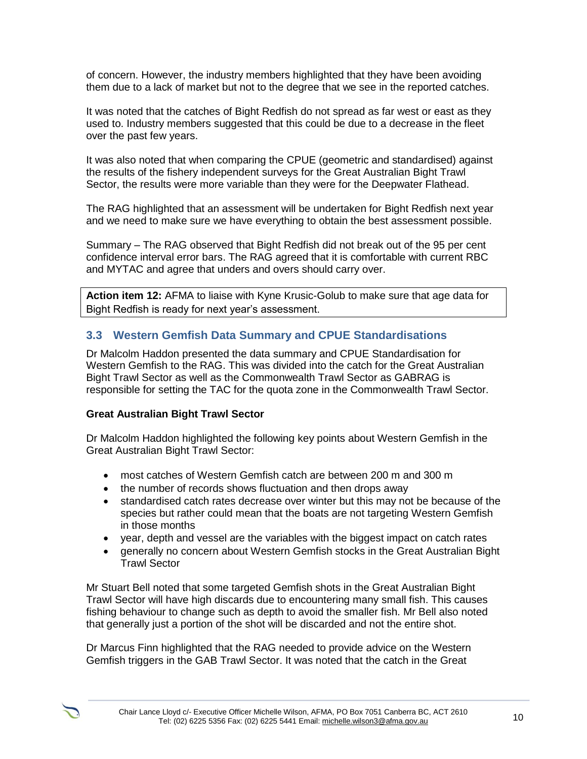of concern. However, the industry members highlighted that they have been avoiding them due to a lack of market but not to the degree that we see in the reported catches.

It was noted that the catches of Bight Redfish do not spread as far west or east as they used to. Industry members suggested that this could be due to a decrease in the fleet over the past few years.

It was also noted that when comparing the CPUE (geometric and standardised) against the results of the fishery independent surveys for the Great Australian Bight Trawl Sector, the results were more variable than they were for the Deepwater Flathead.

The RAG highlighted that an assessment will be undertaken for Bight Redfish next year and we need to make sure we have everything to obtain the best assessment possible.

Summary – The RAG observed that Bight Redfish did not break out of the 95 per cent confidence interval error bars. The RAG agreed that it is comfortable with current RBC and MYTAC and agree that unders and overs should carry over.

> **Action item 12:** AFMA to liaise with Kyne Krusic-Golub to make sure that age data for Bight Redfish is ready for next year's assessment.

## 3.3 Western Gemfish Data Summary and CPUE Standardisations

Dr Malcolm Haddon presented the data summary and CPUE Standardisation for Western Gemfish to the RAG. This was divided into the catch for the Great Australian Bight Trawl Sector as well as the Commonwealth Trawl Sector as GABRAG is responsible for setting the TAC for the quota zone in the Commonwealth Trawl Sector.

**Great Australian Bight Trawl Sector**

Dr Malcolm Haddon highlighted the following key points about Western Gemfish in the Great Australian Bight Trawl Sector:

- most catches of Western Gemfish catch are between 200 m and 300 m
- the number of records shows fluctuation and then drops away
- standardised catch rates decrease over winter but this may not be because of the species but rather could mean that the boats are not targeting Western Gemfish in those months
- year, depth and vessel are the variables with the biggest impact on catch rates
- generally no concern about Western Gemfish stocks in the Great Australian Bight Trawl Sector

Mr Stuart Bell noted that some targeted Gemfish shots in the Great Australian Bight Trawl Sector will have high discards due to encountering many small fish. This causes fishing behaviour to change such as depth to avoid the smaller fish. Mr Bell also noted that generally just a portion of the shot will be discarded and not the entire shot.

Dr Marcus Finn highlighted that the RAG needed to provide advice on the Western Gemfish triggers in the GAB Trawl Sector. It was noted that the catch in the Great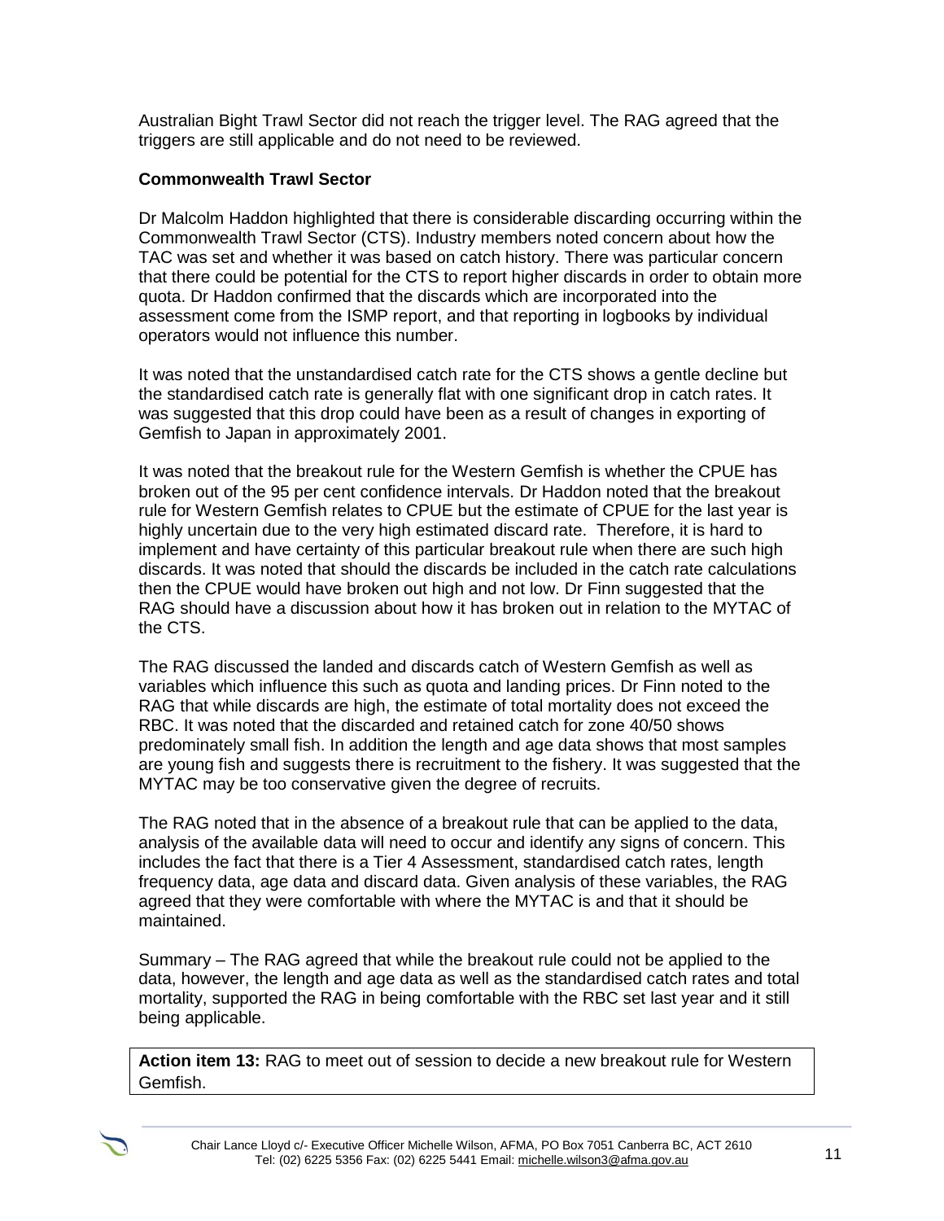Australian Bight Trawl Sector did not reach the trigger level. The RAG agreed that the triggers are still applicable and do not need to be reviewed.

**Commonwealth Trawl Sector**

Dr Malcolm Haddon highlighted that there is considerable discarding occurring within the Commonwealth Trawl Sector (CTS). Industry members noted concern about how the TAC was set and whether it was based on catch history. There was particular concern that there could be potential for the CTS to report higher discards in order to obtain more quota. Dr Haddon confirmed that the discards which are incorporated into the assessment come from the ISMP report, and that reporting in logbooks by individual operators would not influence this number.

It was noted that the unstandardised catch rate for the CTS shows a gentle decline but the standardised catch rate is generally flat with one significant drop in catch rates. It was suggested that this drop could have been as a result of changes in exporting of Gemfish to Japan in approximately 2001.

It was noted that the breakout rule for the Western Gemfish is whether the CPUE has broken out of the 95 per cent confidence intervals. Dr Haddon noted that the breakout rule for Western Gemfish relates to CPUE but the estimate of CPUE for the last year is highly uncertain due to the very high estimated discard rate. Therefore, it is hard to implement and have certainty of this particular breakout rule when there are such high discards. It was noted that should the discards be included in the catch rate calculations then the CPUE would have broken out high and not low. Dr Finn suggested that the RAG should have a discussion about how it has broken out in relation to the MYTAC of the CTS.

The RAG discussed the landed and discards catch of Western Gemfish as well as variables which influence this such as quota and landing prices. Dr Finn noted to the RAG that while discards are high, the estimate of total mortality does not exceed the RBC. It was noted that the discarded and retained catch for zone 40/50 shows predominately small fish. In addition the length and age data shows that most samples are young fish and suggests there is recruitment to the fishery. It was suggested that the MYTAC may be too conservative given the degree of recruits.

The RAG noted that in the absence of a breakout rule that can be applied to the data, analysis of the available data will need to occur and identify any signs of concern. This includes the fact that there is a Tier 4 Assessment, standardised catch rates, length frequency data, age data and discard data. Given analysis of these variables, the RAG agreed that they were comfortable with where the MYTAC is and that it should be maintained.

Summary – The RAG agreed that while the breakout rule could not be applied to the data, however, the length and age data as well as the standardised catch rates and total mortality, supported the RAG in being comfortable with the RBC set last year and it still being applicable.

**Action item 13:** RAG to meet out of session to decide a new breakout rule for Western Gemfish.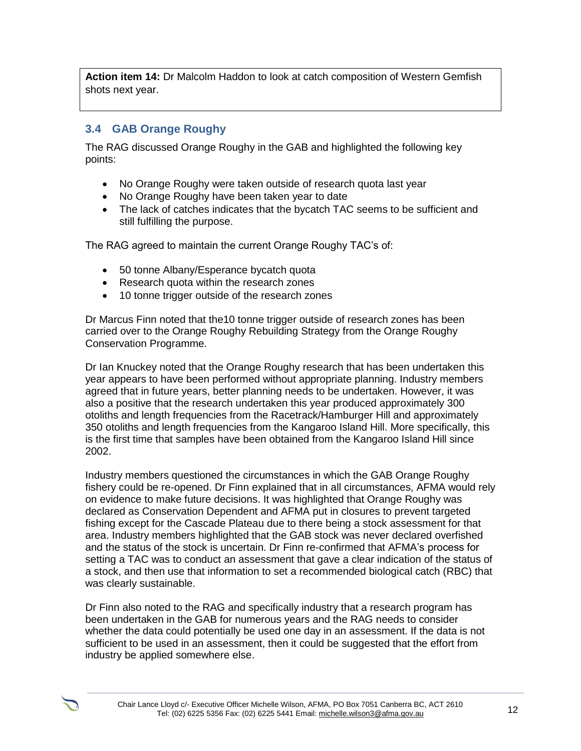**Action item 14:** Dr Malcolm Haddon to look at catch composition of Western Gemfish shots next year.

### 3.4 GAB Orange Roughy

The RAG discussed Orange Roughy in the GAB and highlighted the following key points:

- No Orange Roughy were taken outside of research quota last year
- No Orange Roughy have been taken year to date
- The lack of catches indicates that the bycatch TAC seems to be sufficient and still fulfilling the purpose.

The RAG agreed to maintain the current Orange Roughy TAC's of:

- 50 tonne Albany/Esperance bycatch quota
- Research quota within the research zones
- 10 tonne trigger outside of the research zones

Dr Marcus Finn noted that the10 tonne trigger outside of research zones has been carried over to the Orange Roughy Rebuilding Strategy from the Orange Roughy Conservation Programme.

Dr Ian Knuckey noted that the Orange Roughy research that has been undertaken this year appears to have been performed without appropriate planning. Industry members agreed that in future years, better planning needs to be undertaken. However, it was also a positive that the research undertaken this year produced approximately 300 otoliths and length frequencies from the Racetrack/Hamburger Hill and approximately 350 otoliths and length frequencies from the Kangaroo Island Hill. More specifically, this is the first time that samples have been obtained from the Kangaroo Island Hill since 2002.

Industry members questioned the circumstances in which the GAB Orange Roughy fishery could be re-opened. Dr Finn explained that in all circumstances, AFMA would rely on evidence to make future decisions. It was highlighted that Orange Roughy was declared as Conservation Dependent and AFMA put in closures to prevent targeted fishing except for the Cascade Plateau due to there being a stock assessment for that area. Industry members highlighted that the GAB stock was never declared overfished and the status of the stock is uncertain. Dr Finn re-confirmed that AFMA's process for setting a TAC was to conduct an assessment that gave a clear indication of the status of a stock, and then use that information to set a recommended biological catch (RBC) that was clearly sustainable.

Dr Finn also noted to the RAG and specifically industry that a research program has been undertaken in the GAB for numerous years and the RAG needs to consider whether the data could potentially be used one day in an assessment. If the data is not sufficient to be used in an assessment, then it could be suggested that the effort from industry be applied somewhere else.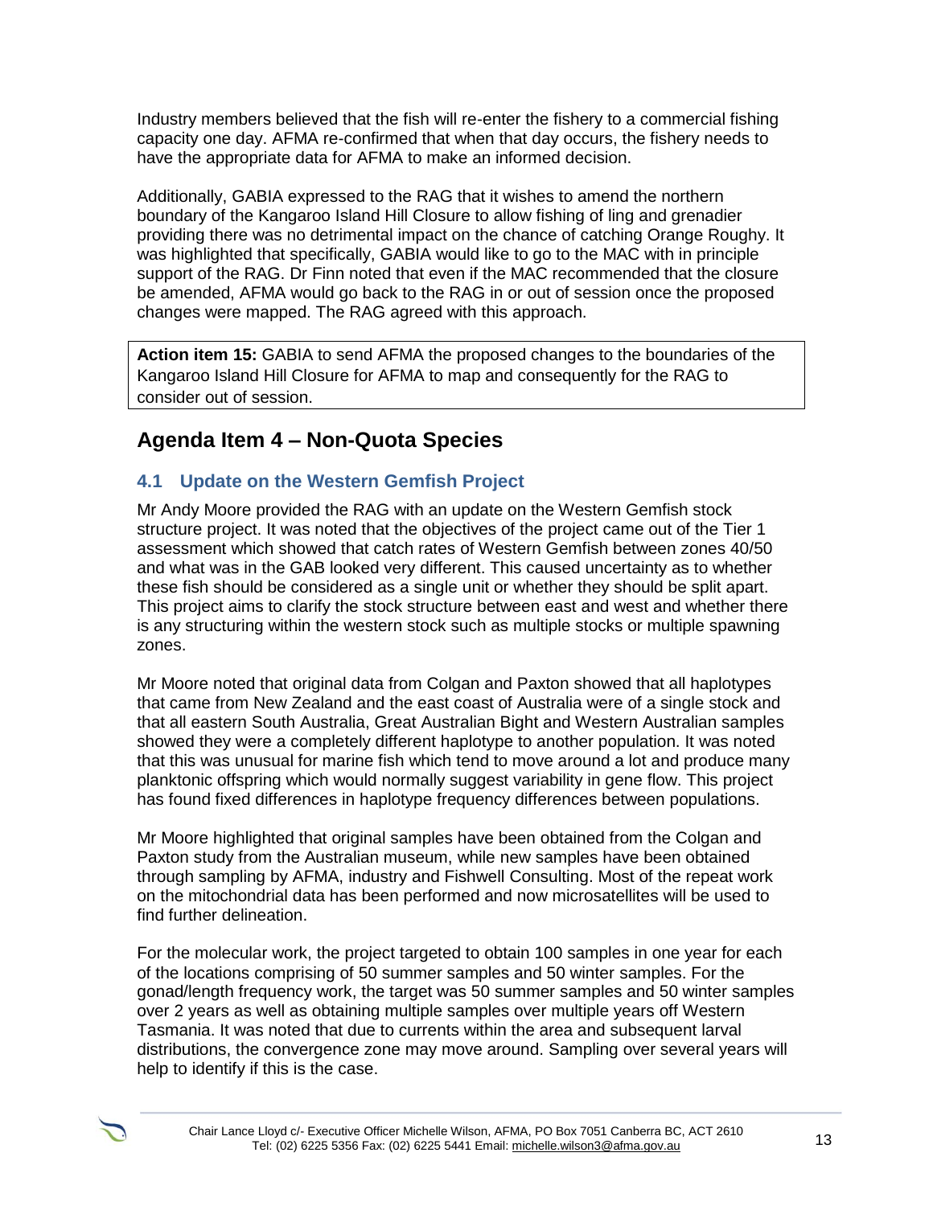Industry members believed that the fish will re-enter the fishery to a commercial fishing capacity one day. AFMA re-confirmed that when that day occurs, the fishery needs to have the appropriate data for AFMA to make an informed decision.

Additionally, GABIA expressed to the RAG that it wishes to amend the northern boundary of the Kangaroo Island Hill Closure to allow fishing of ling and grenadier providing there was no detrimental impact on the chance of catching Orange Roughy. It was highlighted that specifically, GABIA would like to go to the MAC with in principle support of the RAG. Dr Finn noted that even if the MAC recommended that the closure be amended, AFMA would go back to the RAG in or out of session once the proposed changes were mapped. The RAG agreed with this approach.

**Action item 15:** GABIA to send AFMA the proposed changes to the boundaries of the Kangaroo Island Hill Closure for AFMA to map and consequently for the RAG to consider out of session.

## Agenda Item 4 – Non-Quota Species

### 4.1 Update on the Western Gemfish Project

Mr Andy Moore provided the RAG with an update on the Western Gemfish stock structure project. It was noted that the objectives of the project came out of the Tier 1 assessment which showed that catch rates of Western Gemfish between zones 40/50 and what was in the GAB looked very different. This caused uncertainty as to whether these fish should be considered as a single unit or whether they should be split apart. This project aims to clarify the stock structure between east and west and whether there is any structuring within the western stock such as multiple stocks or multiple spawning zones.

Mr Moore noted that original data from Colgan and Paxton showed that all haplotypes that came from New Zealand and the east coast of Australia were of a single stock and that all eastern South Australia, Great Australian Bight and Western Australian samples showed they were a completely different haplotype to another population. It was noted that this was unusual for marine fish which tend to move around a lot and produce many planktonic offspring which would normally suggest variability in gene flow. This project has found fixed differences in haplotype frequency differences between populations.

Mr Moore highlighted that original samples have been obtained from the Colgan and Paxton study from the Australian museum, while new samples have been obtained through sampling by AFMA, industry and Fishwell Consulting. Most of the repeat work on the mitochondrial data has been performed and now microsatellites will be used to find further delineation.

For the molecular work, the project targeted to obtain 100 samples in one year for each of the locations comprising of 50 summer samples and 50 winter samples. For the gonad/length frequency work, the target was 50 summer samples and 50 winter samples over 2 years as well as obtaining multiple samples over multiple years off Western Tasmania. It was noted that due to currents within the area and subsequent larval distributions, the convergence zone may move around. Sampling over several years will help to identify if this is the case.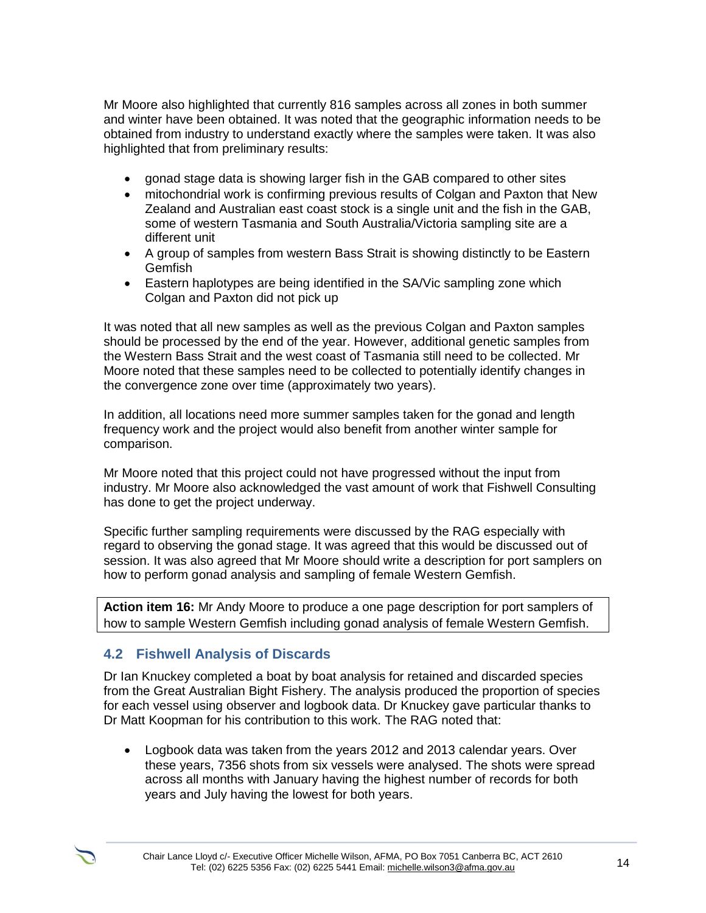Mr Moore also highlighted that currently 816 samples across all zones in both summer and winter have been obtained. It was noted that the geographic information needs to be obtained from industry to understand exactly where the samples were taken. It was also highlighted that from preliminary results:

- gonad stage data is showing larger fish in the GAB compared to other sites
- mitochondrial work is confirming previous results of Colgan and Paxton that New Zealand and Australian east coast stock is a single unit and the fish in the GAB, some of western Tasmania and South Australia/Victoria sampling site are a different unit
- A group of samples from western Bass Strait is showing distinctly to be Eastern Gemfish
- Eastern haplotypes are being identified in the SA/Vic sampling zone which Colgan and Paxton did not pick up

It was noted that all new samples as well as the previous Colgan and Paxton samples should be processed by the end of the year. However, additional genetic samples from the Western Bass Strait and the west coast of Tasmania still need to be collected. Mr Moore noted that these samples need to be collected to potentially identify changes in the convergence zone over time (approximately two years).

In addition, all locations need more summer samples taken for the gonad and length frequency work and the project would also benefit from another winter sample for comparison.

Mr Moore noted that this project could not have progressed without the input from industry. Mr Moore also acknowledged the vast amount of work that Fishwell Consulting has done to get the project underway.

Specific further sampling requirements were discussed by the RAG especially with regard to observing the gonad stage. It was agreed that this would be discussed out of session. It was also agreed that Mr Moore should write a description for port samplers on how to perform gonad analysis and sampling of female Western Gemfish.

**Action item 16:** Mr Andy Moore to produce a one page description for port samplers of how to sample Western Gemfish including gonad analysis of female Western Gemfish.

### 4.2 Fishwell Analysis of Discards

Dr Ian Knuckey completed a boat by boat analysis for retained and discarded species from the Great Australian Bight Fishery. The analysis produced the proportion of species for each vessel using observer and logbook data. Dr Knuckey gave particular thanks to Dr Matt Koopman for his contribution to this work. The RAG noted that:

- Logbook data was taken from the years 2012 and 2013 calendar years. Over these years, 7356 shots from six vessels were analysed. The shots were spread across all months with January having the highest number of records for both years and July having the lowest for both years.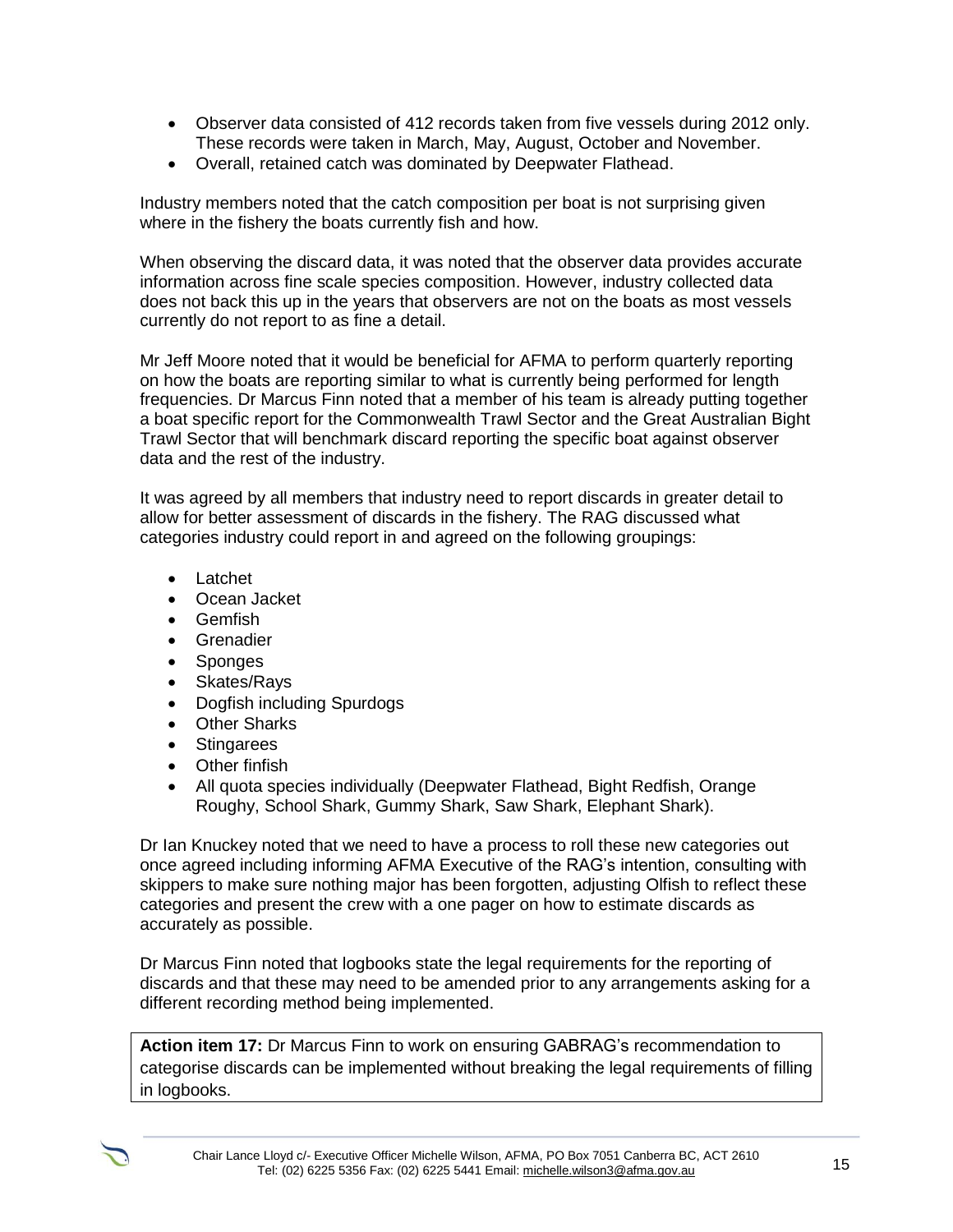- Observer data consisted of 412 records taken from five vessels during 2012 only. These records were taken in March, May, August, October and November.
- Overall, retained catch was dominated by Deepwater Flathead.

Industry members noted that the catch composition per boat is not surprising given where in the fishery the boats currently fish and how.

When observing the discard data, it was noted that the observer data provides accurate information across fine scale species composition. However, industry collected data does not back this up in the years that observers are not on the boats as most vessels currently do not report to as fine a detail.

Mr Jeff Moore noted that it would be beneficial for AFMA to perform quarterly reporting on how the boats are reporting similar to what is currently being performed for length frequencies. Dr Marcus Finn noted that a member of his team is already putting together a boat specific report for the Commonwealth Trawl Sector and the Great Australian Bight Trawl Sector that will benchmark discard reporting the specific boat against observer data and the rest of the industry.

It was agreed by all members that industry need to report discards in greater detail to allow for better assessment of discards in the fishery. The RAG discussed what categories industry could report in and agreed on the following groupings:

- Latchet
- Ocean Jacket
- Gemfish
- Grenadier
- Sponges
- Skates/Rays
- Dogfish including Spurdogs
- Other Sharks
- Stingarees
- Other finfish
- All quota species individually (Deepwater Flathead, Bight Redfish, Orange Roughy, School Shark, Gummy Shark, Saw Shark, Elephant Shark).

Dr Ian Knuckey noted that we need to have a process to roll these new categories out once agreed including informing AFMA Executive of the RAG's intention, consulting with skippers to make sure nothing major has been forgotten, adjusting Olfish to reflect these categories and present the crew with a one pager on how to estimate discards as accurately as possible.

Dr Marcus Finn noted that logbooks state the legal requirements for the reporting of discards and that these may need to be amended prior to any arrangements asking for a different recording method being implemented.

**Action item 17:** Dr Marcus Finn to work on ensuring GABRAG's recommendation to categorise discards can be implemented without breaking the legal requirements of filling in logbooks.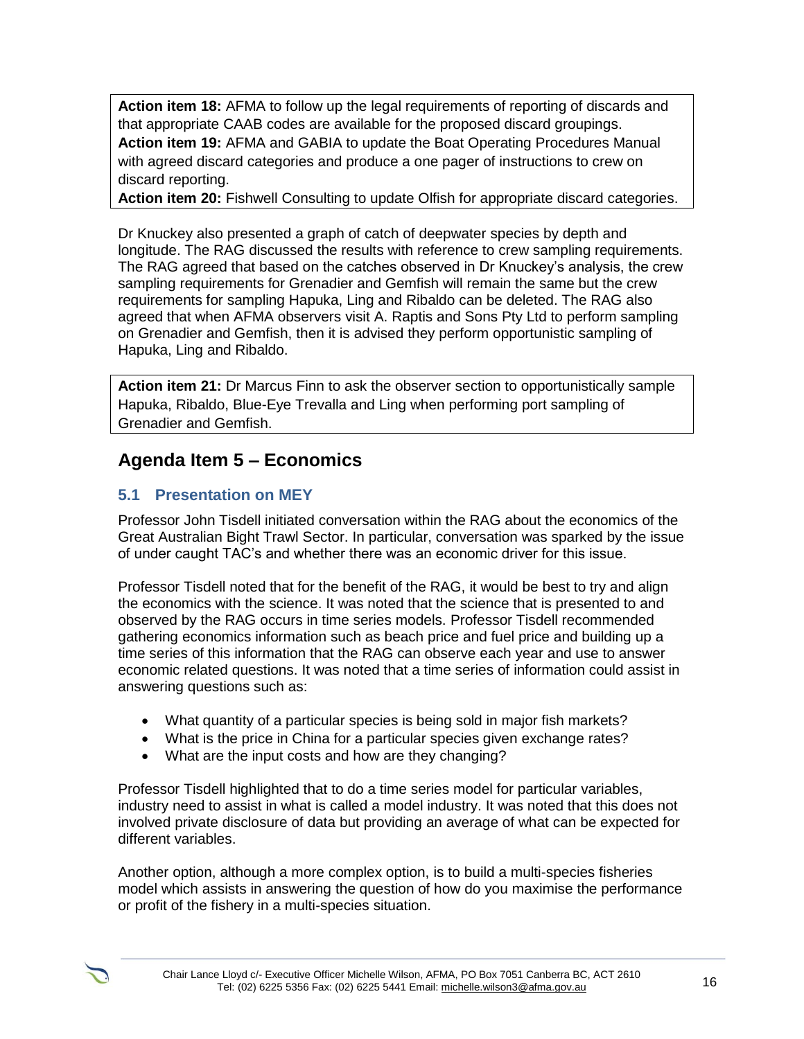**Action item 18:** AFMA to follow up the legal requirements of reporting of discards and that appropriate CAAB codes are available for the proposed discard groupings.
**Action item 19:** AFMA and GABIA to update the Boat Operating Procedures Manual with agreed discard categories and produce a one pager of instructions to crew on discard reporting.
**Action item 20:** Fishwell Consulting to update Olfish for appropriate discard categories.

Dr Knuckey also presented a graph of catch of deepwater species by depth and longitude. The RAG discussed the results with reference to crew sampling requirements. The RAG agreed that based on the catches observed in Dr Knuckey's analysis, the crew sampling requirements for Grenadier and Gemfish will remain the same but the crew requirements for sampling Hapuka, Ling and Ribaldo can be deleted. The RAG also agreed that when AFMA observers visit A. Raptis and Sons Pty Ltd to perform sampling on Grenadier and Gemfish, then it is advised they perform opportunistic sampling of Hapuka, Ling and Ribaldo.

**Action item 21:** Dr Marcus Finn to ask the observer section to opportunistically sample Hapuka, Ribaldo, Blue-Eye Trevalla and Ling when performing port sampling of Grenadier and Gemfish.

## Agenda Item 5 – Economics

### 5.1 Presentation on MEY

Professor John Tisdell initiated conversation within the RAG about the economics of the Great Australian Bight Trawl Sector. In particular, conversation was sparked by the issue of under caught TAC's and whether there was an economic driver for this issue.

Professor Tisdell noted that for the benefit of the RAG, it would be best to try and align the economics with the science. It was noted that the science that is presented to and observed by the RAG occurs in time series models. Professor Tisdell recommended gathering economics information such as beach price and fuel price and building up a time series of this information that the RAG can observe each year and use to answer economic related questions. It was noted that a time series of information could assist in answering questions such as:

- What quantity of a particular species is being sold in major fish markets?
- What is the price in China for a particular species given exchange rates?
- What are the input costs and how are they changing?

Professor Tisdell highlighted that to do a time series model for particular variables, industry need to assist in what is called a model industry. It was noted that this does not involved private disclosure of data but providing an average of what can be expected for different variables.

Another option, although a more complex option, is to build a multi-species fisheries model which assists in answering the question of how do you maximise the performance or profit of the fishery in a multi-species situation.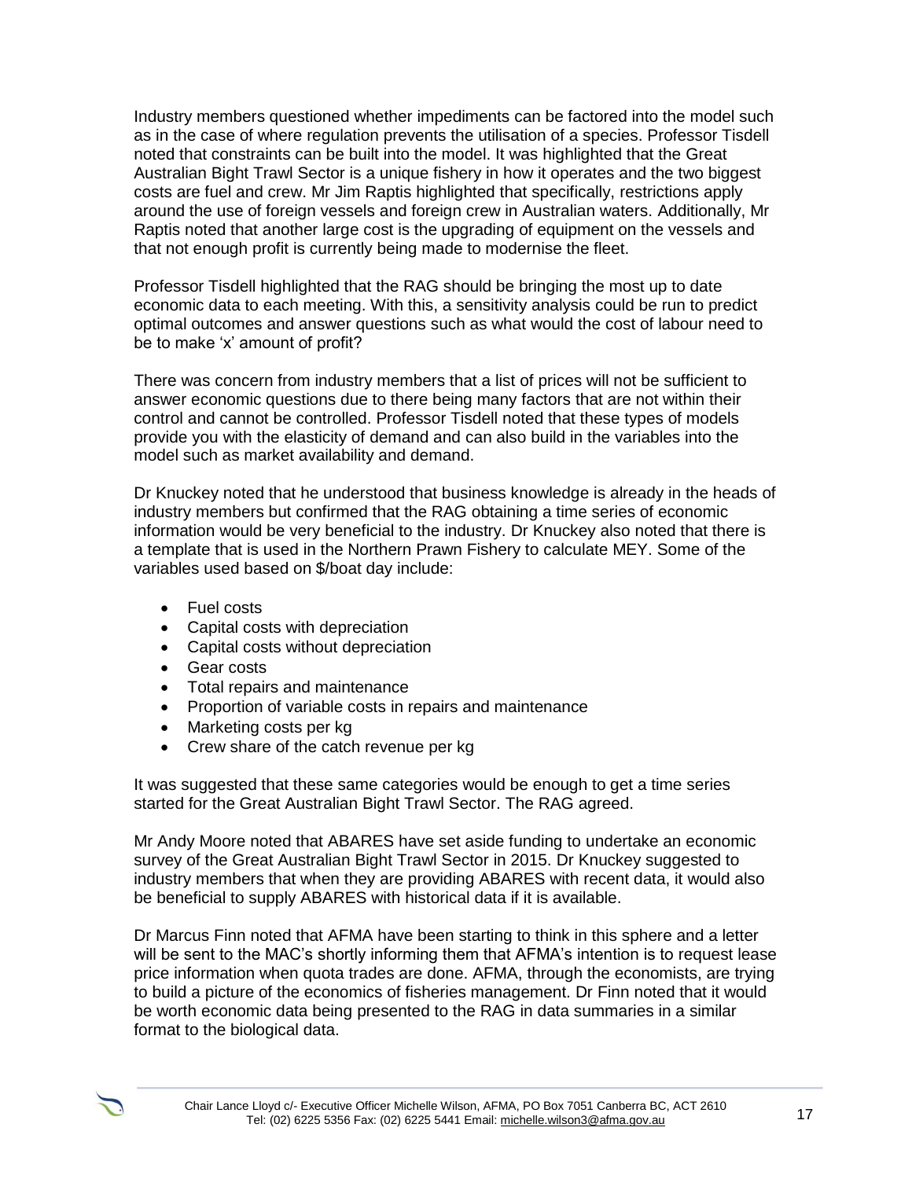Industry members questioned whether impediments can be factored into the model such as in the case of where regulation prevents the utilisation of a species. Professor Tisdell noted that constraints can be built into the model. It was highlighted that the Great Australian Bight Trawl Sector is a unique fishery in how it operates and the two biggest costs are fuel and crew. Mr Jim Raptis highlighted that specifically, restrictions apply around the use of foreign vessels and foreign crew in Australian waters. Additionally, Mr Raptis noted that another large cost is the upgrading of equipment on the vessels and that not enough profit is currently being made to modernise the fleet.

Professor Tisdell highlighted that the RAG should be bringing the most up to date economic data to each meeting. With this, a sensitivity analysis could be run to predict optimal outcomes and answer questions such as what would the cost of labour need to be to make 'x' amount of profit?

There was concern from industry members that a list of prices will not be sufficient to answer economic questions due to there being many factors that are not within their control and cannot be controlled. Professor Tisdell noted that these types of models provide you with the elasticity of demand and can also build in the variables into the model such as market availability and demand.

Dr Knuckey noted that he understood that business knowledge is already in the heads of industry members but confirmed that the RAG obtaining a time series of economic information would be very beneficial to the industry. Dr Knuckey also noted that there is a template that is used in the Northern Prawn Fishery to calculate MEY. Some of the variables used based on $/boat day include:

- Fuel costs
- Capital costs with depreciation
- Capital costs without depreciation
- Gear costs
- Total repairs and maintenance
- Proportion of variable costs in repairs and maintenance
- Marketing costs per kg
- Crew share of the catch revenue per kg

It was suggested that these same categories would be enough to get a time series started for the Great Australian Bight Trawl Sector. The RAG agreed.

Mr Andy Moore noted that ABARES have set aside funding to undertake an economic survey of the Great Australian Bight Trawl Sector in 2015. Dr Knuckey suggested to industry members that when they are providing ABARES with recent data, it would also be beneficial to supply ABARES with historical data if it is available.

Dr Marcus Finn noted that AFMA have been starting to think in this sphere and a letter will be sent to the MAC's shortly informing them that AFMA's intention is to request lease price information when quota trades are done. AFMA, through the economists, are trying to build a picture of the economics of fisheries management. Dr Finn noted that it would be worth economic data being presented to the RAG in data summaries in a similar format to the biological data.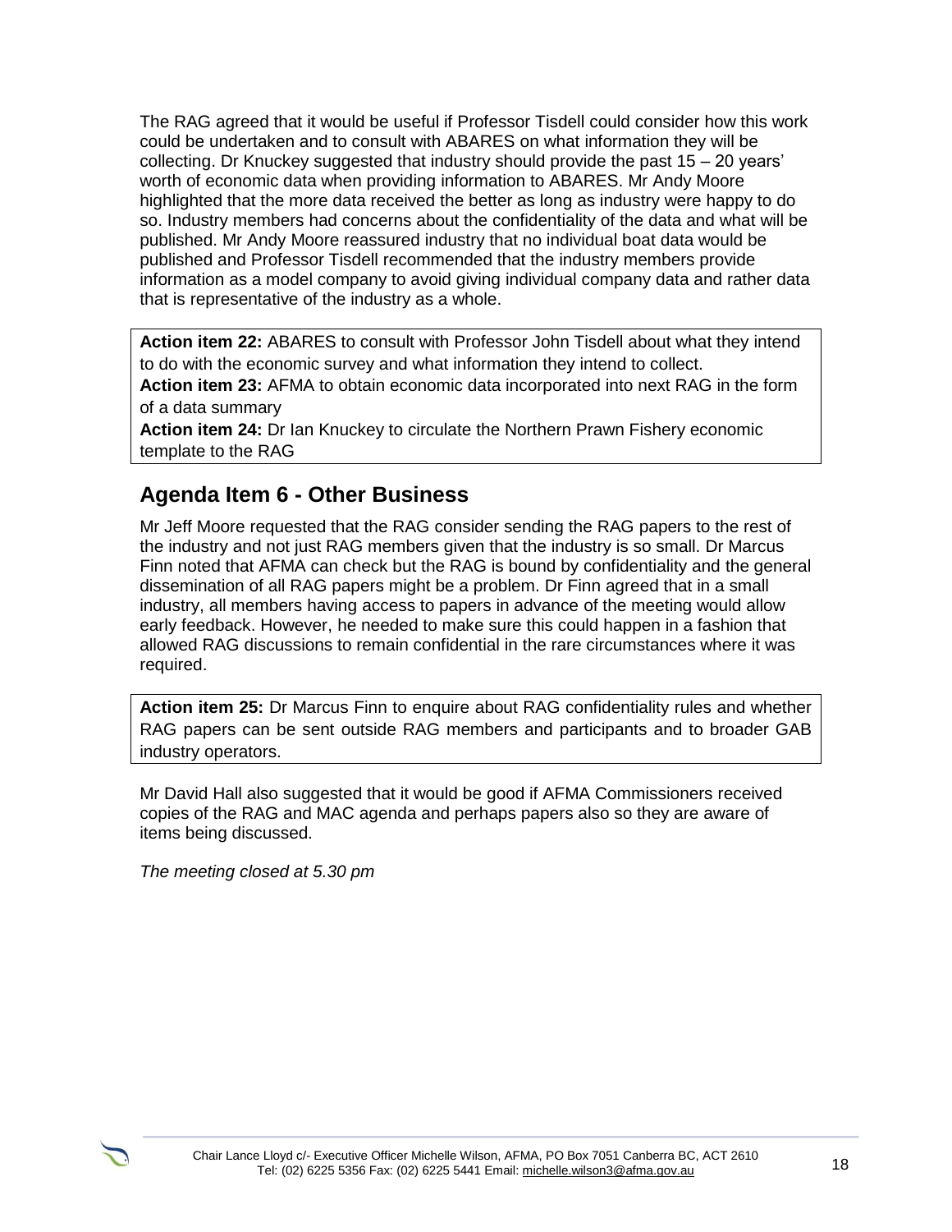The RAG agreed that it would be useful if Professor Tisdell could consider how this work could be undertaken and to consult with ABARES on what information they will be collecting. Dr Knuckey suggested that industry should provide the past 15 – 20 years' worth of economic data when providing information to ABARES. Mr Andy Moore highlighted that the more data received the better as long as industry were happy to do so. Industry members had concerns about the confidentiality of the data and what will be published. Mr Andy Moore reassured industry that no individual boat data would be published and Professor Tisdell recommended that the industry members provide information as a model company to avoid giving individual company data and rather data that is representative of the industry as a whole.

**Action item 22:** ABARES to consult with Professor John Tisdell about what they intend to do with the economic survey and what information they intend to collect.
**Action item 23:** AFMA to obtain economic data incorporated into next RAG in the form of a data summary
**Action item 24:** Dr Ian Knuckey to circulate the Northern Prawn Fishery economic template to the RAG

## Agenda Item 6 - Other Business

Mr Jeff Moore requested that the RAG consider sending the RAG papers to the rest of the industry and not just RAG members given that the industry is so small. Dr Marcus Finn noted that AFMA can check but the RAG is bound by confidentiality and the general dissemination of all RAG papers might be a problem. Dr Finn agreed that in a small industry, all members having access to papers in advance of the meeting would allow early feedback. However, he needed to make sure this could happen in a fashion that allowed RAG discussions to remain confidential in the rare circumstances where it was required.

**Action item 25:** Dr Marcus Finn to enquire about RAG confidentiality rules and whether RAG papers can be sent outside RAG members and participants and to broader GAB industry operators.

Mr David Hall also suggested that it would be good if AFMA Commissioners received copies of the RAG and MAC agenda and perhaps papers also so they are aware of items being discussed.

*The meeting closed at 5.30 pm*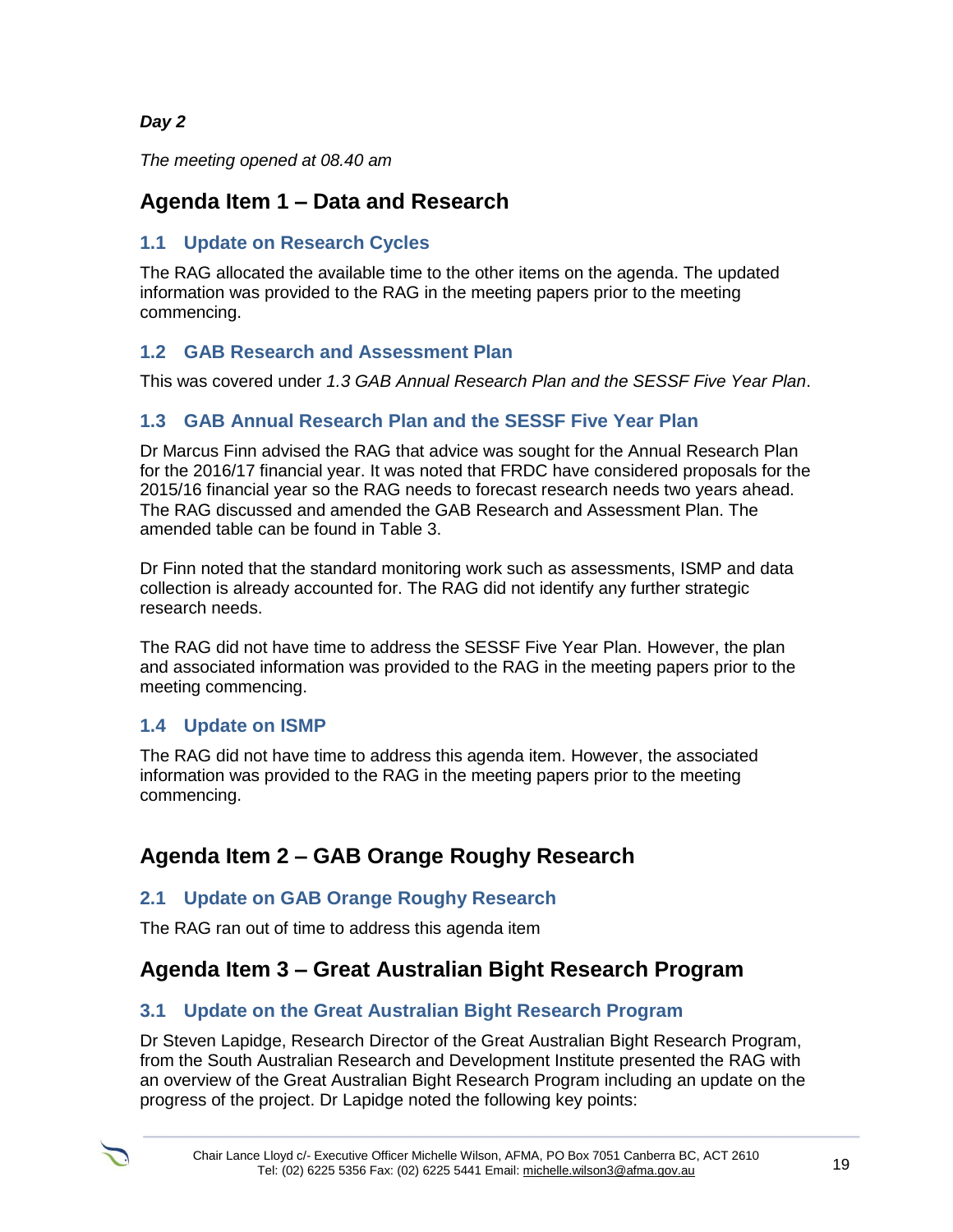***Day 2***

*The meeting opened at 08.40 am*

## Agenda Item 1 – Data and Research

### 1.1 Update on Research Cycles

The RAG allocated the available time to the other items on the agenda. The updated information was provided to the RAG in the meeting papers prior to the meeting commencing.

### 1.2 GAB Research and Assessment Plan

This was covered under *1.3 GAB Annual Research Plan and the SESSF Five Year Plan*.

### 1.3 GAB Annual Research Plan and the SESSF Five Year Plan

Dr Marcus Finn advised the RAG that advice was sought for the Annual Research Plan for the 2016/17 financial year. It was noted that FRDC have considered proposals for the 2015/16 financial year so the RAG needs to forecast research needs two years ahead. The RAG discussed and amended the GAB Research and Assessment Plan. The amended table can be found in Table 3.

Dr Finn noted that the standard monitoring work such as assessments, ISMP and data collection is already accounted for. The RAG did not identify any further strategic research needs.

The RAG did not have time to address the SESSF Five Year Plan. However, the plan and associated information was provided to the RAG in the meeting papers prior to the meeting commencing.

### 1.4 Update on ISMP

The RAG did not have time to address this agenda item. However, the associated information was provided to the RAG in the meeting papers prior to the meeting commencing.

## Agenda Item 2 – GAB Orange Roughy Research

### 2.1 Update on GAB Orange Roughy Research

The RAG ran out of time to address this agenda item

## Agenda Item 3 – Great Australian Bight Research Program

### 3.1 Update on the Great Australian Bight Research Program

Dr Steven Lapidge, Research Director of the Great Australian Bight Research Program, from the South Australian Research and Development Institute presented the RAG with an overview of the Great Australian Bight Research Program including an update on the progress of the project. Dr Lapidge noted the following key points: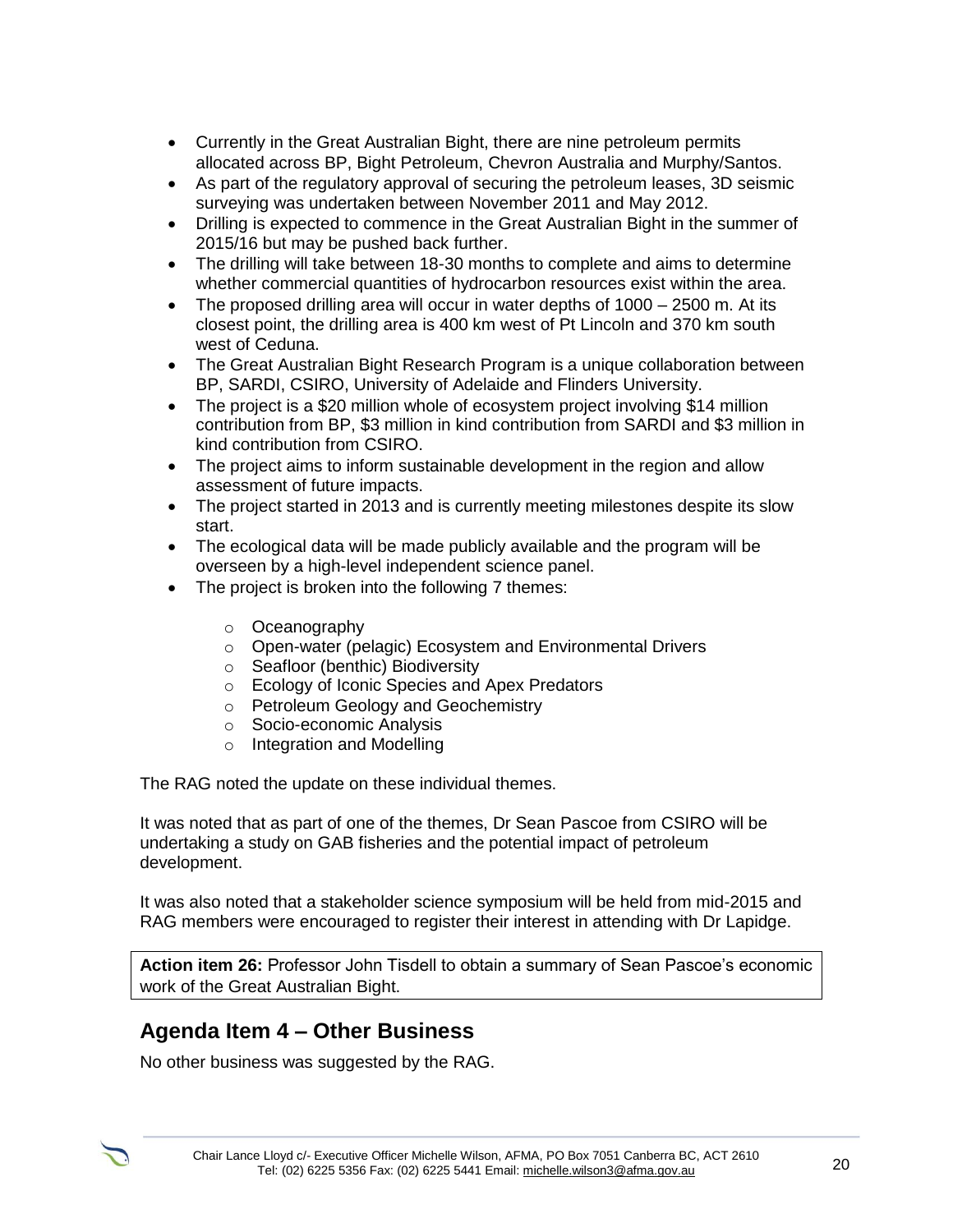- Currently in the Great Australian Bight, there are nine petroleum permits allocated across BP, Bight Petroleum, Chevron Australia and Murphy/Santos.
- As part of the regulatory approval of securing the petroleum leases, 3D seismic surveying was undertaken between November 2011 and May 2012.
- Drilling is expected to commence in the Great Australian Bight in the summer of 2015/16 but may be pushed back further.
- The drilling will take between 18-30 months to complete and aims to determine whether commercial quantities of hydrocarbon resources exist within the area.
- The proposed drilling area will occur in water depths of 1000 – 2500 m. At its closest point, the drilling area is 400 km west of Pt Lincoln and 370 km south west of Ceduna.
- The Great Australian Bight Research Program is a unique collaboration between BP, SARDI, CSIRO, University of Adelaide and Flinders University.
- The project is a $20 million whole of ecosystem project involving $14 million contribution from BP, $3 million in kind contribution from SARDI and $3 million in kind contribution from CSIRO.
- The project aims to inform sustainable development in the region and allow assessment of future impacts.
- The project started in 2013 and is currently meeting milestones despite its slow start.
- The ecological data will be made publicly available and the program will be overseen by a high-level independent science panel.
- The project is broken into the following 7 themes:
  - Oceanography
  - Open-water (pelagic) Ecosystem and Environmental Drivers
  - Seafloor (benthic) Biodiversity
  - Ecology of Iconic Species and Apex Predators
  - Petroleum Geology and Geochemistry
  - Socio-economic Analysis
  - Integration and Modelling

The RAG noted the update on these individual themes.

It was noted that as part of one of the themes, Dr Sean Pascoe from CSIRO will be undertaking a study on GAB fisheries and the potential impact of petroleum development.

It was also noted that a stakeholder science symposium will be held from mid-2015 and RAG members were encouraged to register their interest in attending with Dr Lapidge.

**Action item 26:** Professor John Tisdell to obtain a summary of Sean Pascoe's economic work of the Great Australian Bight.

## Agenda Item 4 – Other Business

No other business was suggested by the RAG.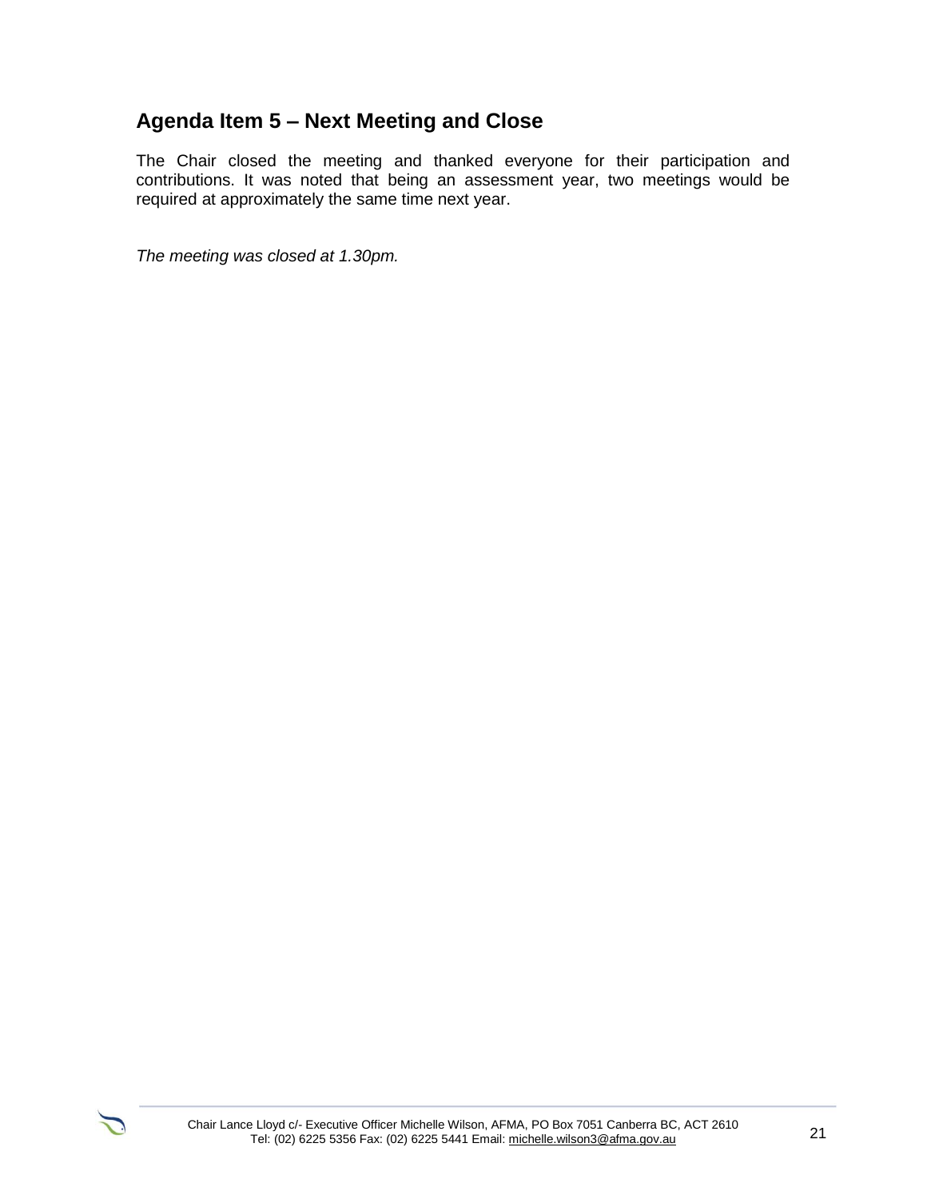## Agenda Item 5 – Next Meeting and Close

The Chair closed the meeting and thanked everyone for their participation and contributions. It was noted that being an assessment year, two meetings would be required at approximately the same time next year.

*The meeting was closed at 1.30pm.*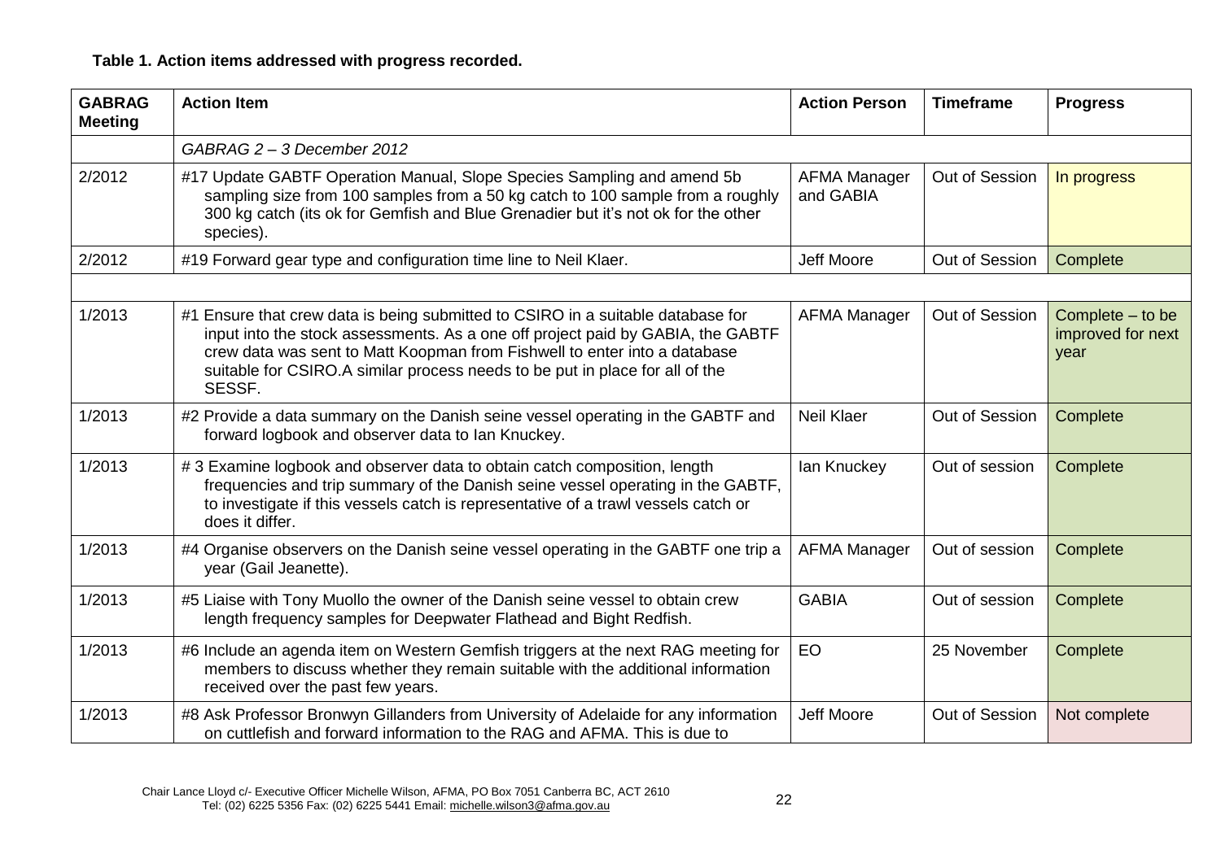**Table 1. Action items addressed with progress recorded.**

| GABRAG Meeting | Action Item | Action Person | Timeframe | Progress |
|---|---|---|---|---|
| | *GABRAG 2 – 3 December 2012* | | | |
| 2/2012 | #17 Update GABTF Operation Manual, Slope Species Sampling and amend 5b sampling size from 100 samples from a 50 kg catch to 100 sample from a roughly 300 kg catch (its ok for Gemfish and Blue Grenadier but it's not ok for the other species). | AFMA Manager and GABIA | Out of Session | In progress |
| 2/2012 | #19 Forward gear type and configuration time line to Neil Klaer. | Jeff Moore | Out of Session | Complete |
| | | | | |
| 1/2013 | #1 Ensure that crew data is being submitted to CSIRO in a suitable database for input into the stock assessments. As a one off project paid by GABIA, the GABTF crew data was sent to Matt Koopman from Fishwell to enter into a database suitable for CSIRO.A similar process needs to be put in place for all of the SESSF. | AFMA Manager | Out of Session | Complete – to be improved for next year |
| 1/2013 | #2 Provide a data summary on the Danish seine vessel operating in the GABTF and forward logbook and observer data to Ian Knuckey. | Neil Klaer | Out of Session | Complete |
| 1/2013 | # 3 Examine logbook and observer data to obtain catch composition, length frequencies and trip summary of the Danish seine vessel operating in the GABTF, to investigate if this vessels catch is representative of a trawl vessels catch or does it differ. | Ian Knuckey | Out of session | Complete |
| 1/2013 | #4 Organise observers on the Danish seine vessel operating in the GABTF one trip a year (Gail Jeanette). | AFMA Manager | Out of session | Complete |
| 1/2013 | #5 Liaise with Tony Muollo the owner of the Danish seine vessel to obtain crew length frequency samples for Deepwater Flathead and Bight Redfish. | GABIA | Out of session | Complete |
| 1/2013 | #6 Include an agenda item on Western Gemfish triggers at the next RAG meeting for members to discuss whether they remain suitable with the additional information received over the past few years. | EO | 25 November | Complete |
| 1/2013 | #8 Ask Professor Bronwyn Gillanders from University of Adelaide for any information on cuttlefish and forward information to the RAG and AFMA. This is due to | Jeff Moore | Out of Session | Not complete |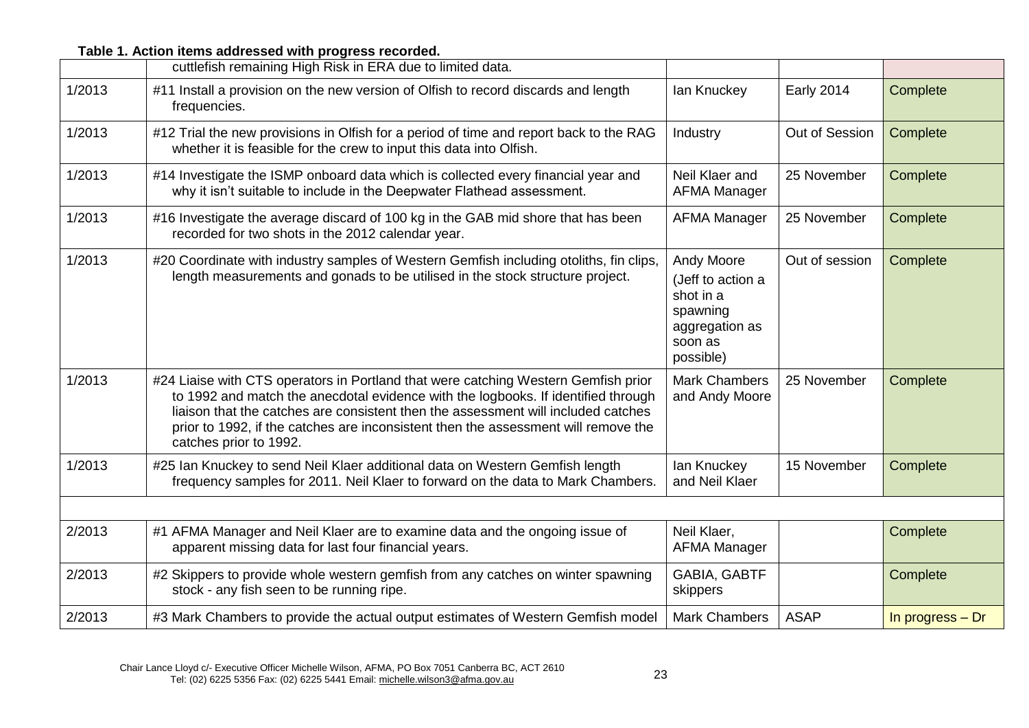**Table 1. Action items addressed with progress recorded.**

| | | | | |
|---|---|---|---|---|
| | cuttlefish remaining High Risk in ERA due to limited data. | | | |
| 1/2013 | #11 Install a provision on the new version of Olfish to record discards and length frequencies. | Ian Knuckey | Early 2014 | Complete |
| 1/2013 | #12 Trial the new provisions in Olfish for a period of time and report back to the RAG whether it is feasible for the crew to input this data into Olfish. | Industry | Out of Session | Complete |
| 1/2013 | #14 Investigate the ISMP onboard data which is collected every financial year and why it isn't suitable to include in the Deepwater Flathead assessment. | Neil Klaer and AFMA Manager | 25 November | Complete |
| 1/2013 | #16 Investigate the average discard of 100 kg in the GAB mid shore that has been recorded for two shots in the 2012 calendar year. | AFMA Manager | 25 November | Complete |
| 1/2013 | #20 Coordinate with industry samples of Western Gemfish including otoliths, fin clips, length measurements and gonads to be utilised in the stock structure project. | Andy Moore (Jeff to action a shot in a spawning aggregation as soon as possible) | Out of session | Complete |
| 1/2013 | #24 Liaise with CTS operators in Portland that were catching Western Gemfish prior to 1992 and match the anecdotal evidence with the logbooks. If identified through liaison that the catches are consistent then the assessment will included catches prior to 1992, if the catches are inconsistent then the assessment will remove the catches prior to 1992. | Mark Chambers and Andy Moore | 25 November | Complete |
| 1/2013 | #25 Ian Knuckey to send Neil Klaer additional data on Western Gemfish length frequency samples for 2011. Neil Klaer to forward on the data to Mark Chambers. | Ian Knuckey and Neil Klaer | 15 November | Complete |
| | | | | |
| 2/2013 | #1 AFMA Manager and Neil Klaer are to examine data and the ongoing issue of apparent missing data for last four financial years. | Neil Klaer, AFMA Manager | | Complete |
| 2/2013 | #2 Skippers to provide whole western gemfish from any catches on winter spawning stock - any fish seen to be running ripe. | GABIA, GABTF skippers | | Complete |
| 2/2013 | #3 Mark Chambers to provide the actual output estimates of Western Gemfish model | Mark Chambers | ASAP | In progress – Dr |

Chair Lance Lloyd c/- Executive Officer Michelle Wilson, AFMA, PO Box 7051 Canberra BC, ACT 2610
Tel: (02) 6225 5356 Fax: (02) 6225 5441 Email: michelle.wilson3@afma.gov.au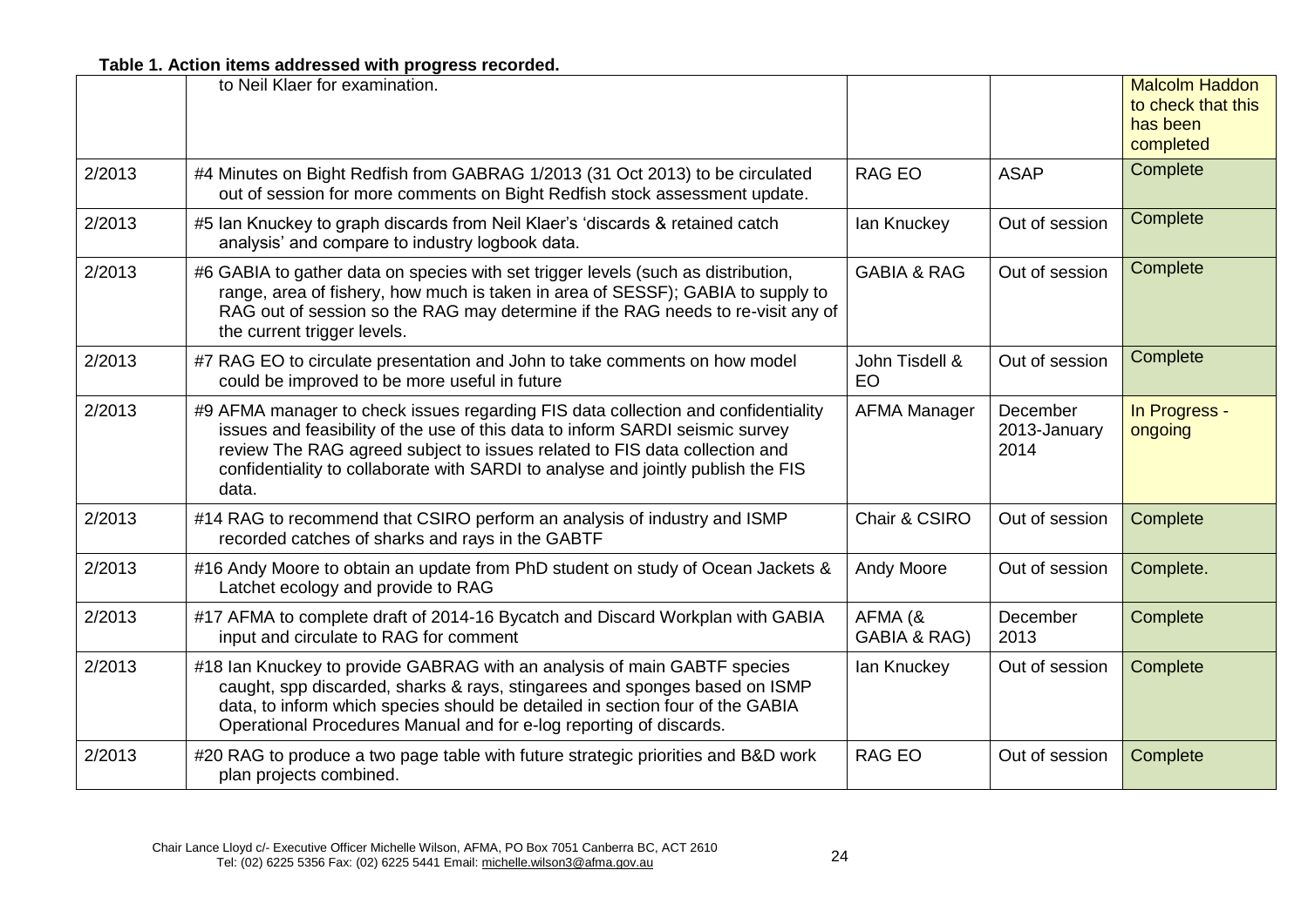**Table 1. Action items addressed with progress recorded.**

| | | | | |
|---|---|---|---|---|
| | to Neil Klaer for examination. | | | Malcolm Haddon to check that this has been completed |
| 2/2013 | #4 Minutes on Bight Redfish from GABRAG 1/2013 (31 Oct 2013) to be circulated out of session for more comments on Bight Redfish stock assessment update. | RAG EO | ASAP | Complete |
| 2/2013 | #5 Ian Knuckey to graph discards from Neil Klaer's 'discards & retained catch analysis' and compare to industry logbook data. | Ian Knuckey | Out of session | Complete |
| 2/2013 | #6 GABIA to gather data on species with set trigger levels (such as distribution, range, area of fishery, how much is taken in area of SESSF); GABIA to supply to RAG out of session so the RAG may determine if the RAG needs to re-visit any of the current trigger levels. | GABIA & RAG | Out of session | Complete |
| 2/2013 | #7 RAG EO to circulate presentation and John to take comments on how model could be improved to be more useful in future | John Tisdell & EO | Out of session | Complete |
| 2/2013 | #9 AFMA manager to check issues regarding FIS data collection and confidentiality issues and feasibility of the use of this data to inform SARDI seismic survey review The RAG agreed subject to issues related to FIS data collection and confidentiality to collaborate with SARDI to analyse and jointly publish the FIS data. | AFMA Manager | December 2013-January 2014 | In Progress - ongoing |
| 2/2013 | #14 RAG to recommend that CSIRO perform an analysis of industry and ISMP recorded catches of sharks and rays in the GABTF | Chair & CSIRO | Out of session | Complete |
| 2/2013 | #16 Andy Moore to obtain an update from PhD student on study of Ocean Jackets & Latchet ecology and provide to RAG | Andy Moore | Out of session | Complete. |
| 2/2013 | #17 AFMA to complete draft of 2014-16 Bycatch and Discard Workplan with GABIA input and circulate to RAG for comment | AFMA (& GABIA & RAG) | December 2013 | Complete |
| 2/2013 | #18 Ian Knuckey to provide GABRAG with an analysis of main GABTF species caught, spp discarded, sharks & rays, stingarees and sponges based on ISMP data, to inform which species should be detailed in section four of the GABIA Operational Procedures Manual and for e-log reporting of discards. | Ian Knuckey | Out of session | Complete |
| 2/2013 | #20 RAG to produce a two page table with future strategic priorities and B&D work plan projects combined. | RAG EO | Out of session | Complete |

Chair Lance Lloyd c/- Executive Officer Michelle Wilson, AFMA, PO Box 7051 Canberra BC, ACT 2610
Tel: (02) 6225 5356 Fax: (02) 6225 5441 Email: michelle.wilson3@afma.gov.au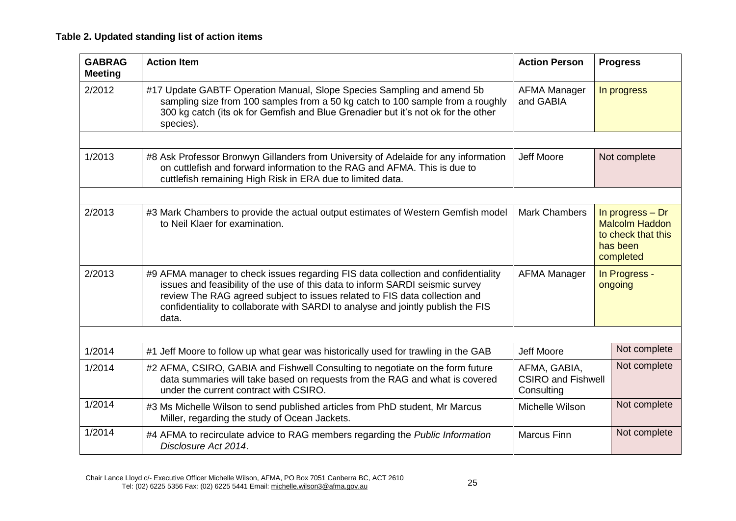**Table 2. Updated standing list of action items**

| GABRAG Meeting | Action Item | Action Person | Progress |
|---|---|---|---|
| 2/2012 | #17 Update GABTF Operation Manual, Slope Species Sampling and amend 5b sampling size from 100 samples from a 50 kg catch to 100 sample from a roughly 300 kg catch (its ok for Gemfish and Blue Grenadier but it's not ok for the other species). | AFMA Manager and GABIA | In progress |
| | | | |
| 1/2013 | #8 Ask Professor Bronwyn Gillanders from University of Adelaide for any information on cuttlefish and forward information to the RAG and AFMA. This is due to cuttlefish remaining High Risk in ERA due to limited data. | Jeff Moore | Not complete |
| | | | |
| 2/2013 | #3 Mark Chambers to provide the actual output estimates of Western Gemfish model to Neil Klaer for examination. | Mark Chambers | In progress – Dr Malcolm Haddon to check that this has been completed |
| 2/2013 | #9 AFMA manager to check issues regarding FIS data collection and confidentiality issues and feasibility of the use of this data to inform SARDI seismic survey review The RAG agreed subject to issues related to FIS data collection and confidentiality to collaborate with SARDI to analyse and jointly publish the FIS data. | AFMA Manager | In Progress - ongoing |
| | | | |
| 1/2014 | #1 Jeff Moore to follow up what gear was historically used for trawling in the GAB | Jeff Moore | Not complete |
| 1/2014 | #2 AFMA, CSIRO, GABIA and Fishwell Consulting to negotiate on the form future data summaries will take based on requests from the RAG and what is covered under the current contract with CSIRO. | AFMA, GABIA, CSIRO and Fishwell Consulting | Not complete |
| 1/2014 | #3 Ms Michelle Wilson to send published articles from PhD student, Mr Marcus Miller, regarding the study of Ocean Jackets. | Michelle Wilson | Not complete |
| 1/2014 | #4 AFMA to recirculate advice to RAG members regarding the *Public Information Disclosure Act 2014*. | Marcus Finn | Not complete |

Chair Lance Lloyd c/- Executive Officer Michelle Wilson, AFMA, PO Box 7051 Canberra BC, ACT 2610
Tel: (02) 6225 5356 Fax: (02) 6225 5441 Email: michelle.wilson3@afma.gov.au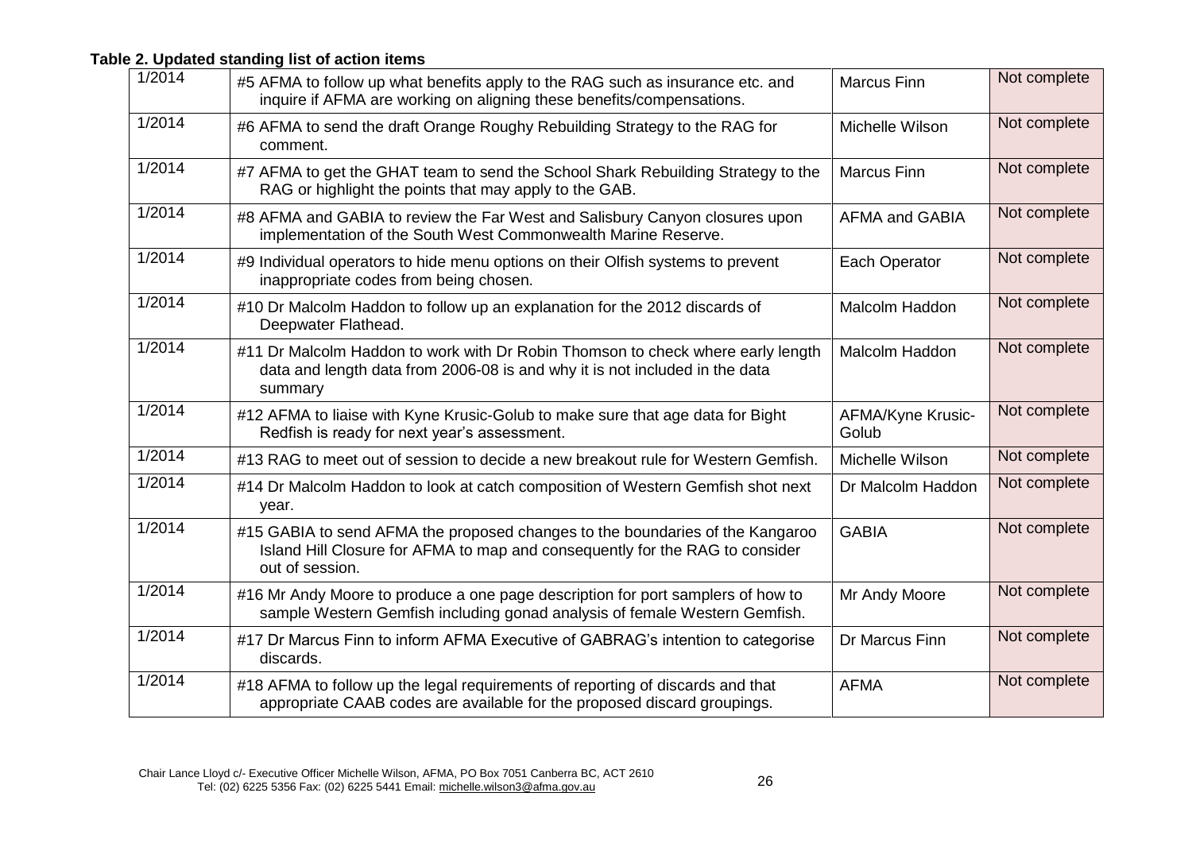**Table 2. Updated standing list of action items**

| | | | |
|---|---|---|---|
| 1/2014 | #5 AFMA to follow up what benefits apply to the RAG such as insurance etc. and inquire if AFMA are working on aligning these benefits/compensations. | Marcus Finn | Not complete |
| 1/2014 | #6 AFMA to send the draft Orange Roughy Rebuilding Strategy to the RAG for comment. | Michelle Wilson | Not complete |
| 1/2014 | #7 AFMA to get the GHAT team to send the School Shark Rebuilding Strategy to the RAG or highlight the points that may apply to the GAB. | Marcus Finn | Not complete |
| 1/2014 | #8 AFMA and GABIA to review the Far West and Salisbury Canyon closures upon implementation of the South West Commonwealth Marine Reserve. | AFMA and GABIA | Not complete |
| 1/2014 | #9 Individual operators to hide menu options on their Olfish systems to prevent inappropriate codes from being chosen. | Each Operator | Not complete |
| 1/2014 | #10 Dr Malcolm Haddon to follow up an explanation for the 2012 discards of Deepwater Flathead. | Malcolm Haddon | Not complete |
| 1/2014 | #11 Dr Malcolm Haddon to work with Dr Robin Thomson to check where early length data and length data from 2006-08 is and why it is not included in the data summary | Malcolm Haddon | Not complete |
| 1/2014 | #12 AFMA to liaise with Kyne Krusic-Golub to make sure that age data for Bight Redfish is ready for next year's assessment. | AFMA/Kyne Krusic-Golub | Not complete |
| 1/2014 | #13 RAG to meet out of session to decide a new breakout rule for Western Gemfish. | Michelle Wilson | Not complete |
| 1/2014 | #14 Dr Malcolm Haddon to look at catch composition of Western Gemfish shot next year. | Dr Malcolm Haddon | Not complete |
| 1/2014 | #15 GABIA to send AFMA the proposed changes to the boundaries of the Kangaroo Island Hill Closure for AFMA to map and consequently for the RAG to consider out of session. | GABIA | Not complete |
| 1/2014 | #16 Mr Andy Moore to produce a one page description for port samplers of how to sample Western Gemfish including gonad analysis of female Western Gemfish. | Mr Andy Moore | Not complete |
| 1/2014 | #17 Dr Marcus Finn to inform AFMA Executive of GABRAG's intention to categorise discards. | Dr Marcus Finn | Not complete |
| 1/2014 | #18 AFMA to follow up the legal requirements of reporting of discards and that appropriate CAAB codes are available for the proposed discard groupings. | AFMA | Not complete |

Chair Lance Lloyd c/- Executive Officer Michelle Wilson, AFMA, PO Box 7051 Canberra BC, ACT 2610
Tel: (02) 6225 5356 Fax: (02) 6225 5441 Email: michelle.wilson3@afma.gov.au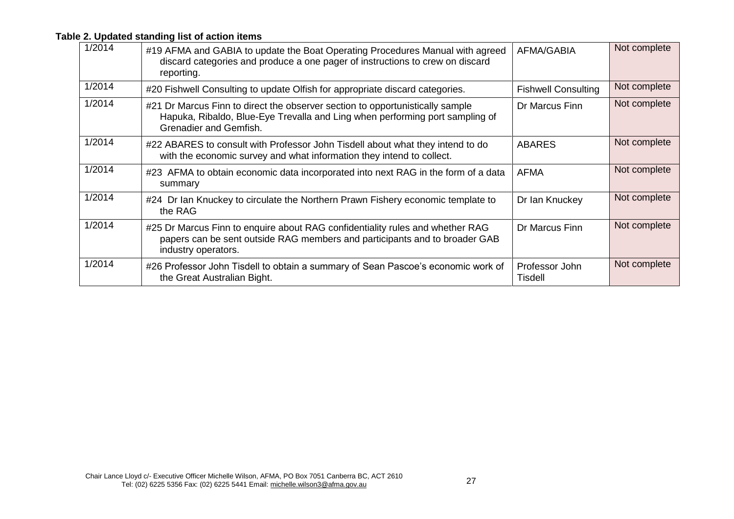**Table 2. Updated standing list of action items**

| | | | |
|---|---|---|---|
| 1/2014 | #19 AFMA and GABIA to update the Boat Operating Procedures Manual with agreed discard categories and produce a one pager of instructions to crew on discard reporting. | AFMA/GABIA | Not complete |
| 1/2014 | #20 Fishwell Consulting to update Olfish for appropriate discard categories. | Fishwell Consulting | Not complete |
| 1/2014 | #21 Dr Marcus Finn to direct the observer section to opportunistically sample Hapuka, Ribaldo, Blue-Eye Trevalla and Ling when performing port sampling of Grenadier and Gemfish. | Dr Marcus Finn | Not complete |
| 1/2014 | #22 ABARES to consult with Professor John Tisdell about what they intend to do with the economic survey and what information they intend to collect. | ABARES | Not complete |
| 1/2014 | #23 AFMA to obtain economic data incorporated into next RAG in the form of a data summary | AFMA | Not complete |
| 1/2014 | #24 Dr Ian Knuckey to circulate the Northern Prawn Fishery economic template to the RAG | Dr Ian Knuckey | Not complete |
| 1/2014 | #25 Dr Marcus Finn to enquire about RAG confidentiality rules and whether RAG papers can be sent outside RAG members and participants and to broader GAB industry operators. | Dr Marcus Finn | Not complete |
| 1/2014 | #26 Professor John Tisdell to obtain a summary of Sean Pascoe's economic work of the Great Australian Bight. | Professor John Tisdell | Not complete |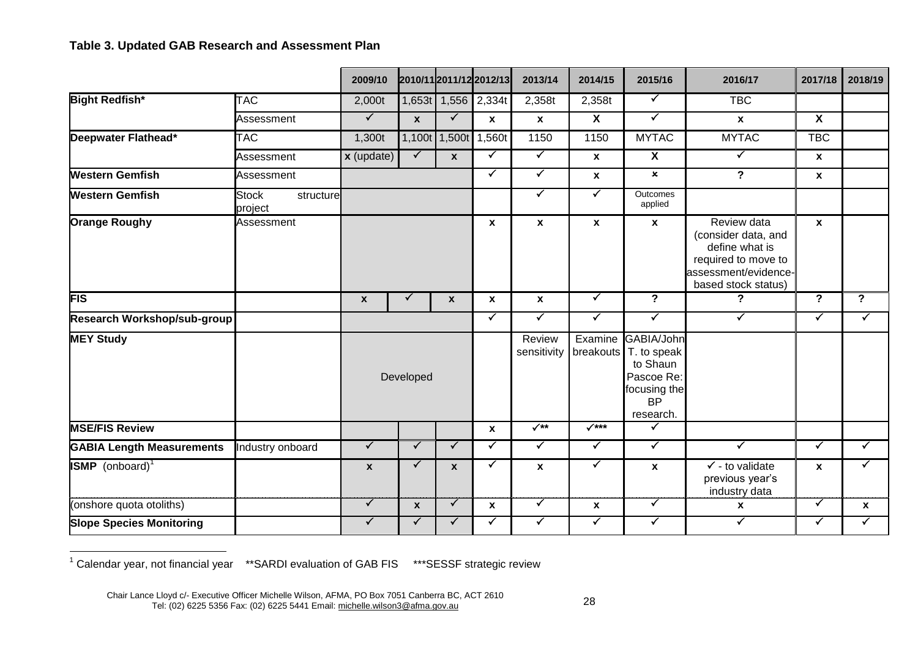**Table 3. Updated GAB Research and Assessment Plan**

| | | 2009/10 | 2010/11 | 2011/12 | 2012/13 | 2013/14 | 2014/15 | 2015/16 | 2016/17 | 2017/18 | 2018/19 |
|---|---|---|---|---|---|---|---|---|---|---|---|
| **Bight Redfish*** | TAC | 2,000t | 1,653t | 1,556 | 2,334t | 2,358t | 2,358t | ✓ | TBC | | |
| | Assessment | ✓ | x | ✓ | x | x | X | ✓ | x | X | |
| **Deepwater Flathead*** | TAC | 1,300t | 1,100t | 1,500t | 1,560t | 1150 | 1150 | MYTAC | MYTAC | TBC | |
| | Assessment | x (update) | ✓ | x | ✓ | ✓ | x | X | ✓ | x | |
| **Western Gemfish** | Assessment | | | | ✓ | ✓ | x | × | ? | x | |
| **Western Gemfish** | Stock structure project | | | | | ✓ | ✓ | Outcomes applied | | | |
| **Orange Roughy** | Assessment | | | | x | x | x | x | Review data (consider data, and define what is required to move to assessment/evidence-based stock status) | x | |
| **FIS** | | x | ✓ | x | x | x | ✓ | ? | ? | ? | ? |
| **Research Workshop/sub-group** | | | | | ✓ | ✓ | ✓ | ✓ | ✓ | ✓ | ✓ |
| **MEY Study** | | Developed | | | | Review sensitivity | Examine breakouts | GABIA/John T. to speak to Shaun Pascoe Re: focusing the BP research. | | | |
| **MSE/FIS Review** | | | | | x | ✓** | ✓*** | ✓ | | | |
| **GABIA Length Measurements** | Industry onboard | ✓ | ✓ | ✓ | ✓ | ✓ | ✓ | ✓ | ✓ | ✓ | ✓ |
| **ISMP** (onboard)[1] | | x | ✓ | x | ✓ | x | ✓ | x | ✓ - to validate previous year's industry data | x | ✓ |
| (onshore quota otoliths) | | ✓ | x | ✓ | x | ✓ | x | ✓ | x | ✓ | x |
| **Slope Species Monitoring** | | ✓ | ✓ | ✓ | ✓ | ✓ | ✓ | ✓ | ✓ | ✓ | ✓ |

[1] Calendar year, not financial year **SARDI evaluation of GAB FIS ***SESSF strategic review

Chair Lance Lloyd c/- Executive Officer Michelle Wilson, AFMA, PO Box 7051 Canberra BC, ACT 2610
Tel: (02) 6225 5356 Fax: (02) 6225 5441 Email: michelle.wilson3@afma.gov.au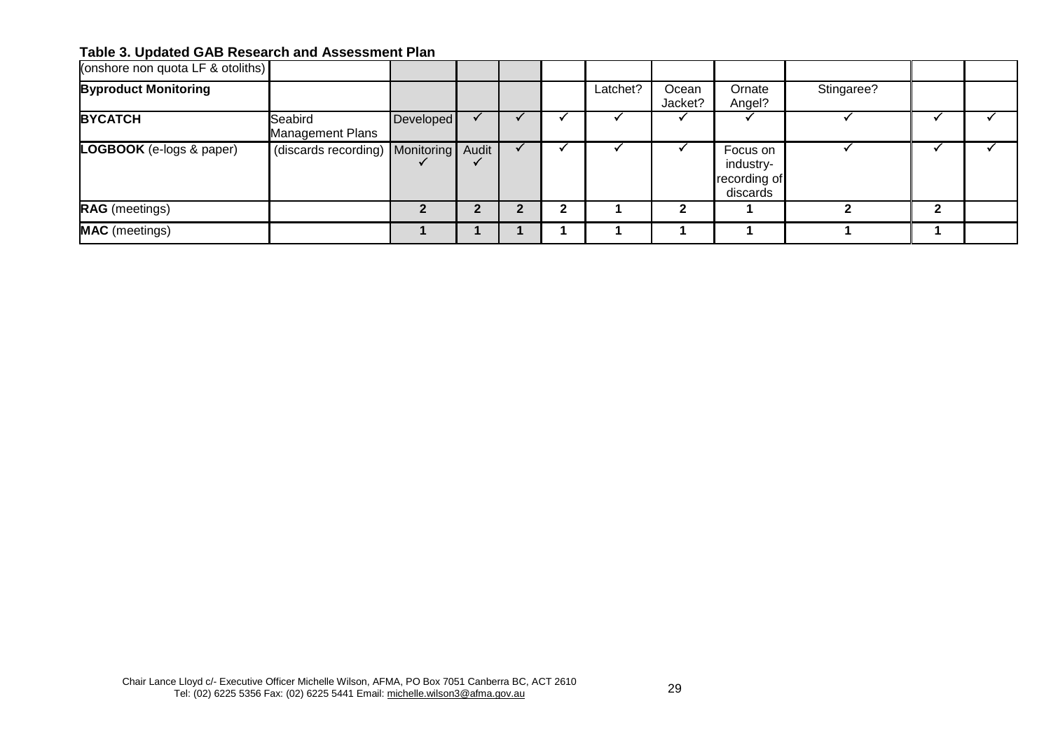**Table 3. Updated GAB Research and Assessment Plan**

| | | | | | | | | | | | |
|---|---|---|---|---|---|---|---|---|---|---|---|
| (onshore non quota LF & otoliths) | | | | | | | | | | | |
| **Byproduct Monitoring** | | | | | | Latchet? | Ocean Jacket? | Ornate Angel? | Stingaree? | | |
| **BYCATCH** | Seabird Management Plans | Developed | ✓ | ✓ | ✓ | ✓ | ✓ | ✓ | ✓ | ✓ | ✓ |
| **LOGBOOK** (e-logs & paper) | (discards recording) | Monitoring ✓ | Audit ✓ | ✓ | ✓ | ✓ | ✓ | Focus on industry-recording of discards | ✓ | ✓ | ✓ |
| **RAG** (meetings) | | **2** | **2** | **2** | **2** | **1** | **2** | **1** | **2** | **2** | |
| **MAC** (meetings) | | **1** | **1** | **1** | **1** | **1** | **1** | **1** | **1** | **1** | |

Chair Lance Lloyd c/- Executive Officer Michelle Wilson, AFMA, PO Box 7051 Canberra BC, ACT 2610
Tel: (02) 6225 5356 Fax: (02) 6225 5441 Email: michelle.wilson3@afma.gov.au